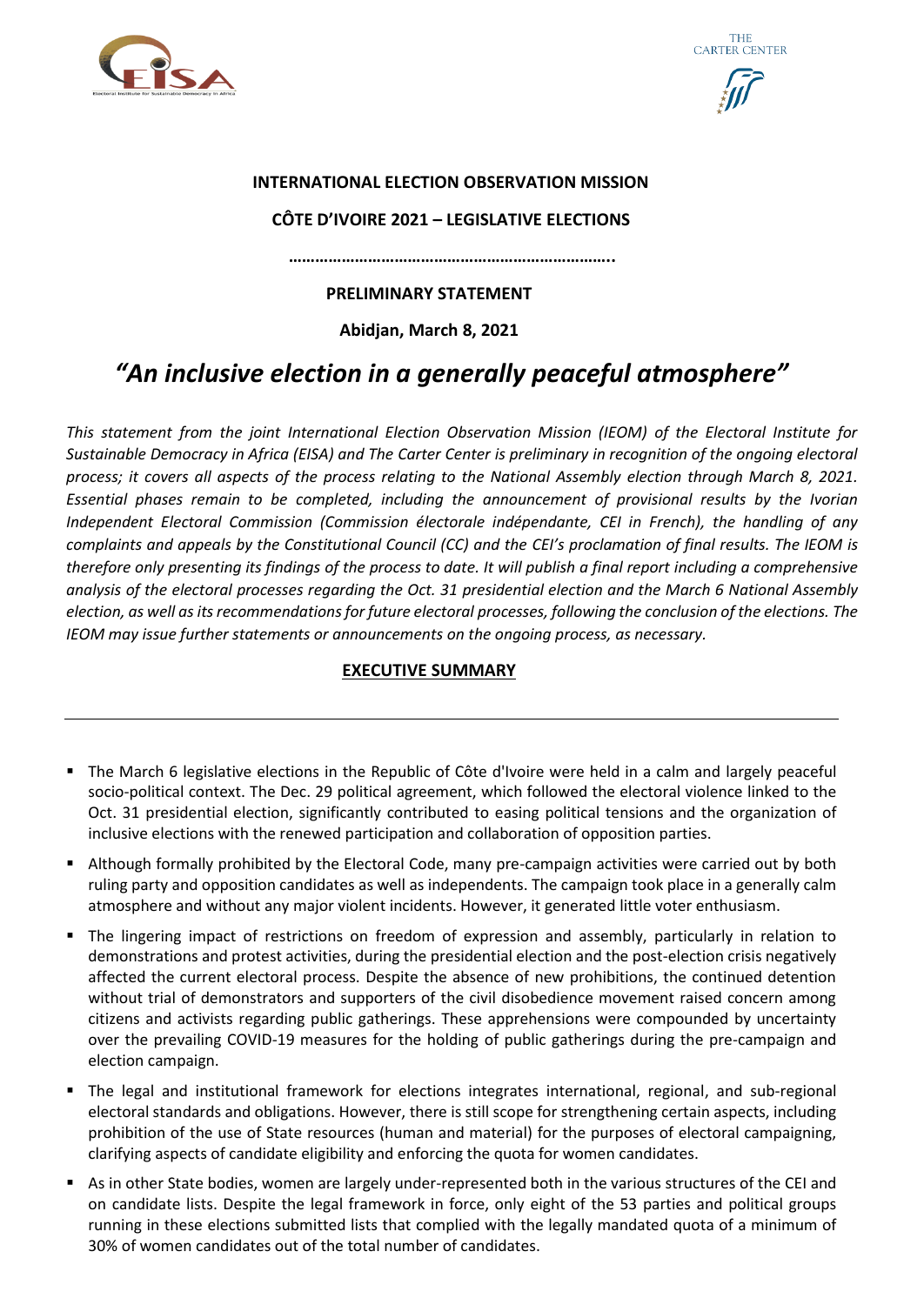**INTERNATIONAL ELECTION OBSERVATION MISSION**

**CÔTE D'IVOIRE 2021 – LEGISLATIVE ELECTIONS**

**………………………………………………………………..**

**PRELIMINARY STATEMENT**

**Abidjan, March 8, 2021**

# *"An inclusive election in a generally peaceful atmosphere"*

*This statement from the joint International Election Observation Mission (IEOM) of the Electoral Institute for Sustainable Democracy in Africa (EISA) and The Carter Center is preliminary in recognition of the ongoing electoral process; it covers all aspects of the process relating to the National Assembly election through March 8, 2021. Essential phases remain to be completed, including the announcement of provisional results by the Ivorian Independent Electoral Commission (Commission électorale indépendante, CEI in French), the handling of any complaints and appeals by the Constitutional Council (CC) and the CEI's proclamation of final results. The IEOM is therefore only presenting its findings of the process to date. It will publish a final report including a comprehensive analysis of the electoral processes regarding the Oct. 31 presidential election and the March 6 National Assembly election, as well as its recommendations for future electoral processes, following the conclusion of the elections. The IEOM may issue further statements or announcements on the ongoing process, as necessary.*

## EXECUTIVE SUMMARY

---

- The March 6 legislative elections in the Republic of Côte d'Ivoire were held in a calm and largely peaceful socio-political context. The Dec. 29 political agreement, which followed the electoral violence linked to the Oct. 31 presidential election, significantly contributed to easing political tensions and the organization of inclusive elections with the renewed participation and collaboration of opposition parties.
- Although formally prohibited by the Electoral Code, many pre-campaign activities were carried out by both ruling party and opposition candidates as well as independents. The campaign took place in a generally calm atmosphere and without any major violent incidents. However, it generated little voter enthusiasm.
- The lingering impact of restrictions on freedom of expression and assembly, particularly in relation to demonstrations and protest activities, during the presidential election and the post-election crisis negatively affected the current electoral process. Despite the absence of new prohibitions, the continued detention without trial of demonstrators and supporters of the civil disobedience movement raised concern among citizens and activists regarding public gatherings. These apprehensions were compounded by uncertainty over the prevailing COVID-19 measures for the holding of public gatherings during the pre-campaign and election campaign.
- The legal and institutional framework for elections integrates international, regional, and sub-regional electoral standards and obligations. However, there is still scope for strengthening certain aspects, including prohibition of the use of State resources (human and material) for the purposes of electoral campaigning, clarifying aspects of candidate eligibility and enforcing the quota for women candidates.
- As in other State bodies, women are largely under-represented both in the various structures of the CEI and on candidate lists. Despite the legal framework in force, only eight of the 53 parties and political groups running in these elections submitted lists that complied with the legally mandated quota of a minimum of 30% of women candidates out of the total number of candidates.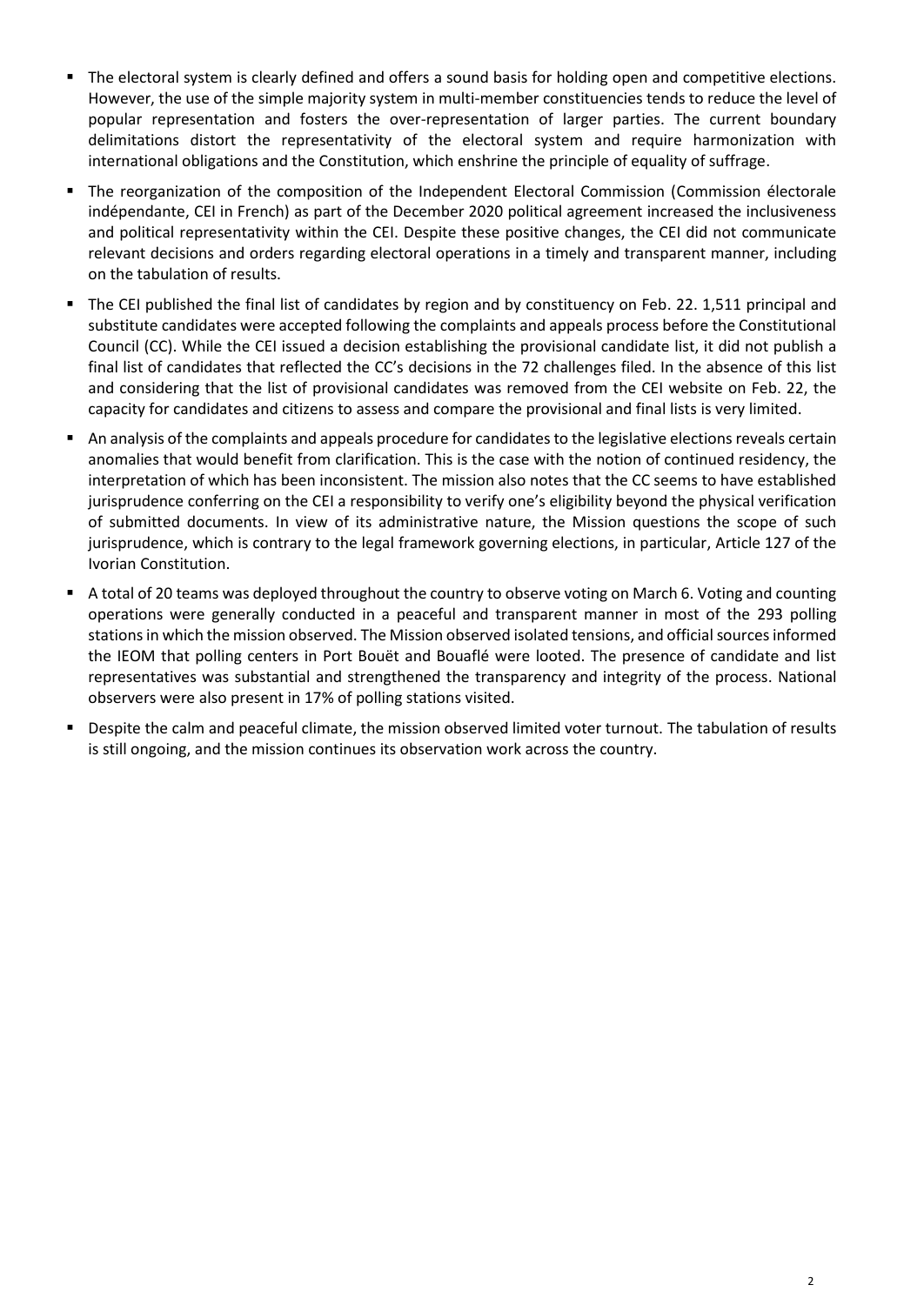- The electoral system is clearly defined and offers a sound basis for holding open and competitive elections. However, the use of the simple majority system in multi-member constituencies tends to reduce the level of popular representation and fosters the over-representation of larger parties. The current boundary delimitations distort the representativity of the electoral system and require harmonization with international obligations and the Constitution, which enshrine the principle of equality of suffrage.
- The reorganization of the composition of the Independent Electoral Commission (Commission électorale indépendante, CEI in French) as part of the December 2020 political agreement increased the inclusiveness and political representativity within the CEI. Despite these positive changes, the CEI did not communicate relevant decisions and orders regarding electoral operations in a timely and transparent manner, including on the tabulation of results.
- The CEI published the final list of candidates by region and by constituency on Feb. 22. 1,511 principal and substitute candidates were accepted following the complaints and appeals process before the Constitutional Council (CC). While the CEI issued a decision establishing the provisional candidate list, it did not publish a final list of candidates that reflected the CC's decisions in the 72 challenges filed. In the absence of this list and considering that the list of provisional candidates was removed from the CEI website on Feb. 22, the capacity for candidates and citizens to assess and compare the provisional and final lists is very limited.
- An analysis of the complaints and appeals procedure for candidates to the legislative elections reveals certain anomalies that would benefit from clarification. This is the case with the notion of continued residency, the interpretation of which has been inconsistent. The mission also notes that the CC seems to have established jurisprudence conferring on the CEI a responsibility to verify one's eligibility beyond the physical verification of submitted documents. In view of its administrative nature, the Mission questions the scope of such jurisprudence, which is contrary to the legal framework governing elections, in particular, Article 127 of the Ivorian Constitution.
- A total of 20 teams was deployed throughout the country to observe voting on March 6. Voting and counting operations were generally conducted in a peaceful and transparent manner in most of the 293 polling stations in which the mission observed. The Mission observed isolated tensions, and official sources informed the IEOM that polling centers in Port Bouët and Bouaflé were looted. The presence of candidate and list representatives was substantial and strengthened the transparency and integrity of the process. National observers were also present in 17% of polling stations visited.
- Despite the calm and peaceful climate, the mission observed limited voter turnout. The tabulation of results is still ongoing, and the mission continues its observation work across the country.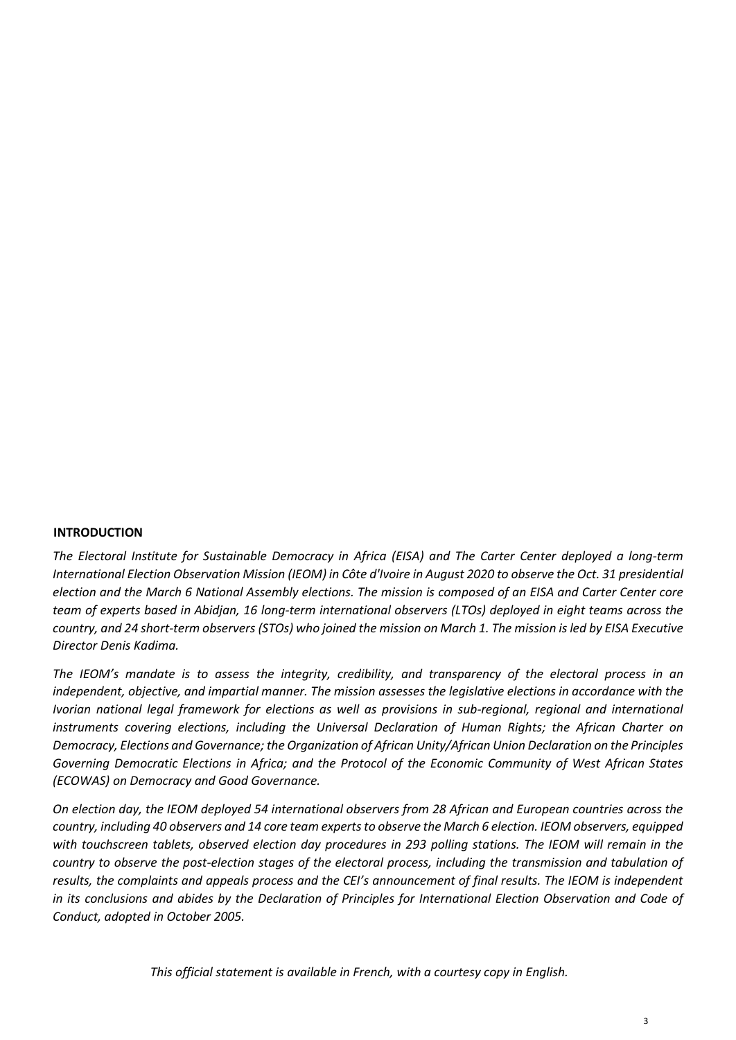## INTRODUCTION

*The Electoral Institute for Sustainable Democracy in Africa (EISA) and The Carter Center deployed a long-term International Election Observation Mission (IEOM) in Côte d'Ivoire in August 2020 to observe the Oct. 31 presidential election and the March 6 National Assembly elections. The mission is composed of an EISA and Carter Center core team of experts based in Abidjan, 16 long-term international observers (LTOs) deployed in eight teams across the country, and 24 short-term observers (STOs) who joined the mission on March 1. The mission is led by EISA Executive Director Denis Kadima.*

*The IEOM's mandate is to assess the integrity, credibility, and transparency of the electoral process in an independent, objective, and impartial manner. The mission assesses the legislative elections in accordance with the Ivorian national legal framework for elections as well as provisions in sub-regional, regional and international instruments covering elections, including the Universal Declaration of Human Rights; the African Charter on Democracy, Elections and Governance; the Organization of African Unity/African Union Declaration on the Principles Governing Democratic Elections in Africa; and the Protocol of the Economic Community of West African States (ECOWAS) on Democracy and Good Governance.*

*On election day, the IEOM deployed 54 international observers from 28 African and European countries across the country, including 40 observers and 14 core team experts to observe the March 6 election. IEOM observers, equipped with touchscreen tablets, observed election day procedures in 293 polling stations. The IEOM will remain in the country to observe the post-election stages of the electoral process, including the transmission and tabulation of results, the complaints and appeals process and the CEI's announcement of final results. The IEOM is independent in its conclusions and abides by the Declaration of Principles for International Election Observation and Code of Conduct, adopted in October 2005.*

*This official statement is available in French, with a courtesy copy in English.*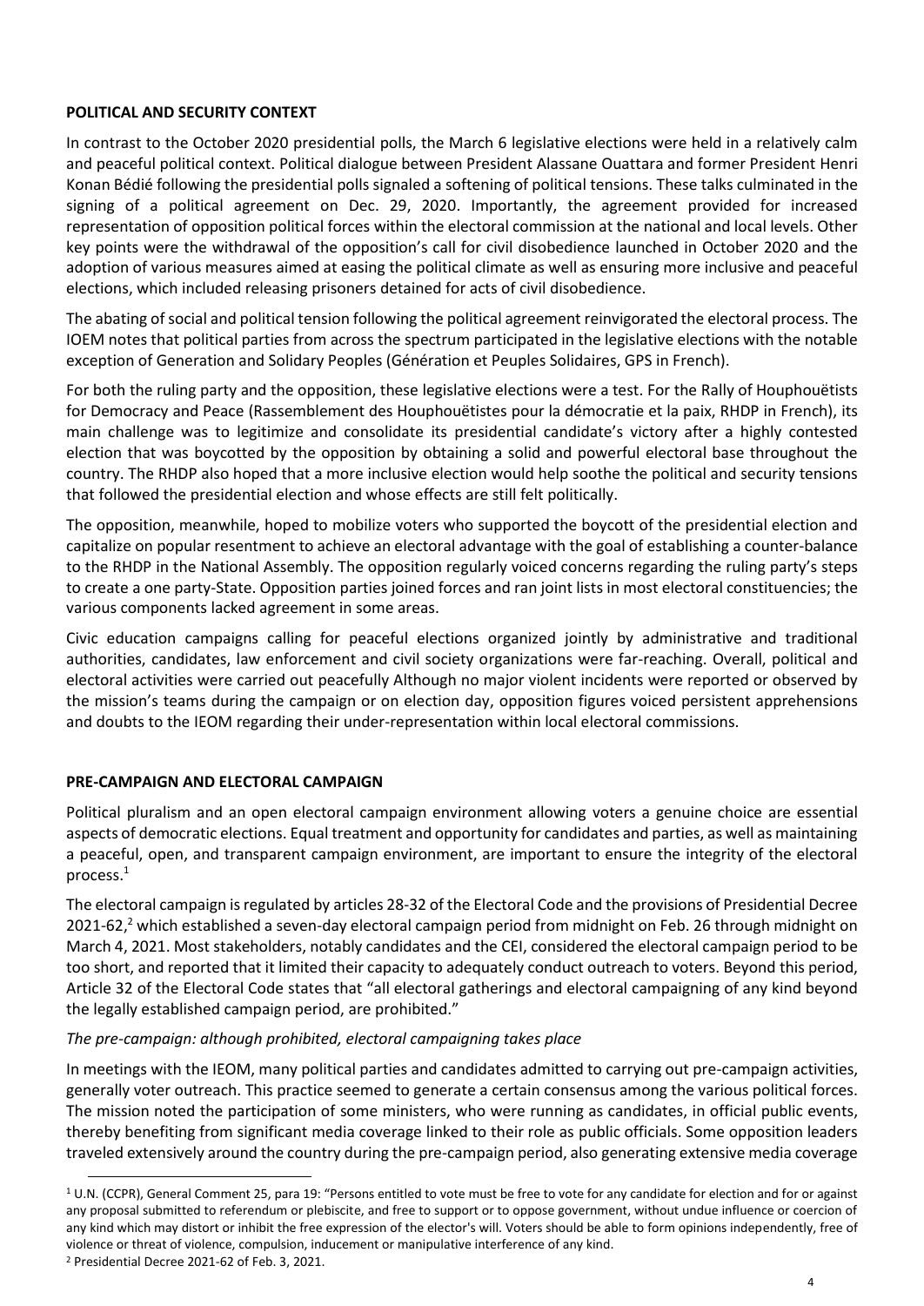**POLITICAL AND SECURITY CONTEXT**

In contrast to the October 2020 presidential polls, the March 6 legislative elections were held in a relatively calm and peaceful political context. Political dialogue between President Alassane Ouattara and former President Henri Konan Bédié following the presidential polls signaled a softening of political tensions. These talks culminated in the signing of a political agreement on Dec. 29, 2020. Importantly, the agreement provided for increased representation of opposition political forces within the electoral commission at the national and local levels. Other key points were the withdrawal of the opposition's call for civil disobedience launched in October 2020 and the adoption of various measures aimed at easing the political climate as well as ensuring more inclusive and peaceful elections, which included releasing prisoners detained for acts of civil disobedience.

The abating of social and political tension following the political agreement reinvigorated the electoral process. The IOEM notes that political parties from across the spectrum participated in the legislative elections with the notable exception of Generation and Solidary Peoples (Génération et Peuples Solidaires, GPS in French).

For both the ruling party and the opposition, these legislative elections were a test. For the Rally of Houphouëtists for Democracy and Peace (Rassemblement des Houphouëtistes pour la démocratie et la paix, RHDP in French), its main challenge was to legitimize and consolidate its presidential candidate's victory after a highly contested election that was boycotted by the opposition by obtaining a solid and powerful electoral base throughout the country. The RHDP also hoped that a more inclusive election would help soothe the political and security tensions that followed the presidential election and whose effects are still felt politically.

The opposition, meanwhile, hoped to mobilize voters who supported the boycott of the presidential election and capitalize on popular resentment to achieve an electoral advantage with the goal of establishing a counter-balance to the RHDP in the National Assembly. The opposition regularly voiced concerns regarding the ruling party's steps to create a one party-State. Opposition parties joined forces and ran joint lists in most electoral constituencies; the various components lacked agreement in some areas.

Civic education campaigns calling for peaceful elections organized jointly by administrative and traditional authorities, candidates, law enforcement and civil society organizations were far-reaching. Overall, political and electoral activities were carried out peacefully Although no major violent incidents were reported or observed by the mission's teams during the campaign or on election day, opposition figures voiced persistent apprehensions and doubts to the IEOM regarding their under-representation within local electoral commissions.

**PRE-CAMPAIGN AND ELECTORAL CAMPAIGN**

Political pluralism and an open electoral campaign environment allowing voters a genuine choice are essential aspects of democratic elections. Equal treatment and opportunity for candidates and parties, as well as maintaining a peaceful, open, and transparent campaign environment, are important to ensure the integrity of the electoral process.[1]

The electoral campaign is regulated by articles 28-32 of the Electoral Code and the provisions of Presidential Decree 2021-62,[2] which established a seven-day electoral campaign period from midnight on Feb. 26 through midnight on March 4, 2021. Most stakeholders, notably candidates and the CEI, considered the electoral campaign period to be too short, and reported that it limited their capacity to adequately conduct outreach to voters. Beyond this period, Article 32 of the Electoral Code states that "all electoral gatherings and electoral campaigning of any kind beyond the legally established campaign period, are prohibited."

*The pre-campaign: although prohibited, electoral campaigning takes place*

In meetings with the IEOM, many political parties and candidates admitted to carrying out pre-campaign activities, generally voter outreach. This practice seemed to generate a certain consensus among the various political forces. The mission noted the participation of some ministers, who were running as candidates, in official public events, thereby benefiting from significant media coverage linked to their role as public officials. Some opposition leaders traveled extensively around the country during the pre-campaign period, also generating extensive media coverage

---

[1] U.N. (CCPR), General Comment 25, para 19: "Persons entitled to vote must be free to vote for any candidate for election and for or against any proposal submitted to referendum or plebiscite, and free to support or to oppose government, without undue influence or coercion of any kind which may distort or inhibit the free expression of the elector's will. Voters should be able to form opinions independently, free of violence or threat of violence, compulsion, inducement or manipulative interference of any kind.

[2] Presidential Decree 2021-62 of Feb. 3, 2021.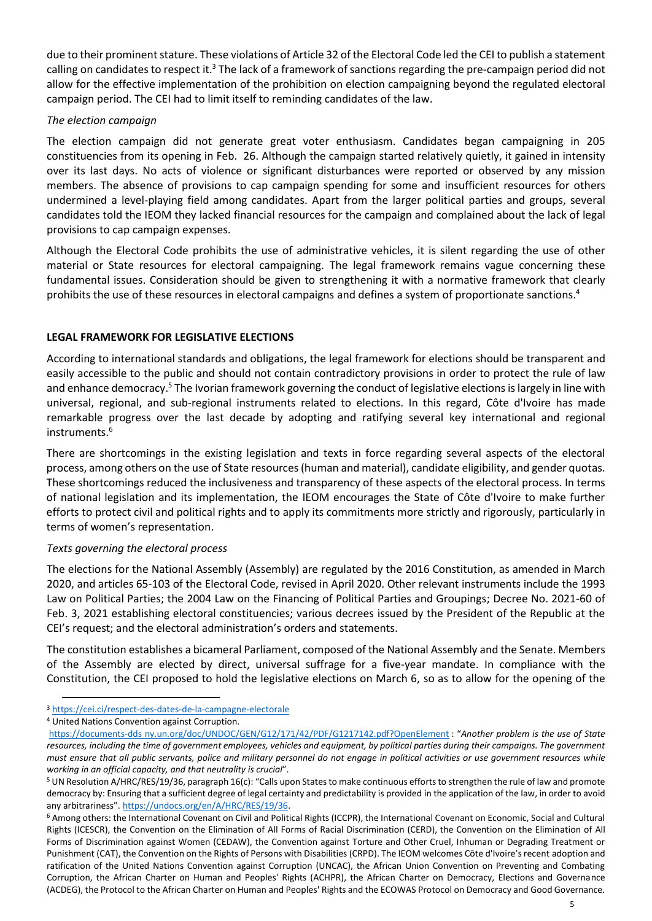due to their prominent stature. These violations of Article 32 of the Electoral Code led the CEI to publish a statement calling on candidates to respect it.[3] The lack of a framework of sanctions regarding the pre-campaign period did not allow for the effective implementation of the prohibition on election campaigning beyond the regulated electoral campaign period. The CEI had to limit itself to reminding candidates of the law.

*The election campaign*

The election campaign did not generate great voter enthusiasm. Candidates began campaigning in 205 constituencies from its opening in Feb. 26. Although the campaign started relatively quietly, it gained in intensity over its last days. No acts of violence or significant disturbances were reported or observed by any mission members. The absence of provisions to cap campaign spending for some and insufficient resources for others undermined a level-playing field among candidates. Apart from the larger political parties and groups, several candidates told the IEOM they lacked financial resources for the campaign and complained about the lack of legal provisions to cap campaign expenses.

Although the Electoral Code prohibits the use of administrative vehicles, it is silent regarding the use of other material or State resources for electoral campaigning. The legal framework remains vague concerning these fundamental issues. Consideration should be given to strengthening it with a normative framework that clearly prohibits the use of these resources in electoral campaigns and defines a system of proportionate sanctions.[4]

**LEGAL FRAMEWORK FOR LEGISLATIVE ELECTIONS**

According to international standards and obligations, the legal framework for elections should be transparent and easily accessible to the public and should not contain contradictory provisions in order to protect the rule of law and enhance democracy.[5] The Ivorian framework governing the conduct of legislative elections is largely in line with universal, regional, and sub-regional instruments related to elections. In this regard, Côte d'Ivoire has made remarkable progress over the last decade by adopting and ratifying several key international and regional instruments.[6]

There are shortcomings in the existing legislation and texts in force regarding several aspects of the electoral process, among others on the use of State resources (human and material), candidate eligibility, and gender quotas. These shortcomings reduced the inclusiveness and transparency of these aspects of the electoral process. In terms of national legislation and its implementation, the IEOM encourages the State of Côte d'Ivoire to make further efforts to protect civil and political rights and to apply its commitments more strictly and rigorously, particularly in terms of women's representation.

*Texts governing the electoral process*

The elections for the National Assembly (Assembly) are regulated by the 2016 Constitution, as amended in March 2020, and articles 65-103 of the Electoral Code, revised in April 2020. Other relevant instruments include the 1993 Law on Political Parties; the 2004 Law on the Financing of Political Parties and Groupings; Decree No. 2021-60 of Feb. 3, 2021 establishing electoral constituencies; various decrees issued by the President of the Republic at the CEI's request; and the electoral administration's orders and statements.

The constitution establishes a bicameral Parliament, composed of the National Assembly and the Senate. Members of the Assembly are elected by direct, universal suffrage for a five-year mandate. In compliance with the Constitution, the CEI proposed to hold the legislative elections on March 6, so as to allow for the opening of the

---

[3] https://cei.ci/respect-des-dates-de-la-campagne-electorale

[4] United Nations Convention against Corruption. https://documents-dds ny.un.org/doc/UNDOC/GEN/G12/171/42/PDF/G1217142.pdf?OpenElement : "*Another problem is the use of State resources, including the time of government employees, vehicles and equipment, by political parties during their campaigns. The government must ensure that all public servants, police and military personnel do not engage in political activities or use government resources while working in an official capacity, and that neutrality is crucial*".

[5] UN Resolution A/HRC/RES/19/36, paragraph 16(c): "Calls upon States to make continuous efforts to strengthen the rule of law and promote democracy by: Ensuring that a sufficient degree of legal certainty and predictability is provided in the application of the law, in order to avoid any arbitrariness". https://undocs.org/en/A/HRC/RES/19/36.

[6] Among others: the International Covenant on Civil and Political Rights (ICCPR), the International Covenant on Economic, Social and Cultural Rights (ICESCR), the Convention on the Elimination of All Forms of Racial Discrimination (CERD), the Convention on the Elimination of All Forms of Discrimination against Women (CEDAW), the Convention against Torture and Other Cruel, Inhuman or Degrading Treatment or Punishment (CAT), the Convention on the Rights of Persons with Disabilities (CRPD). The IEOM welcomes Côte d'Ivoire's recent adoption and ratification of the United Nations Convention against Corruption (UNCAC), the African Union Convention on Preventing and Combating Corruption, the African Charter on Human and Peoples' Rights (ACHPR), the African Charter on Democracy, Elections and Governance (ACDEG), the Protocol to the African Charter on Human and Peoples' Rights and the ECOWAS Protocol on Democracy and Good Governance.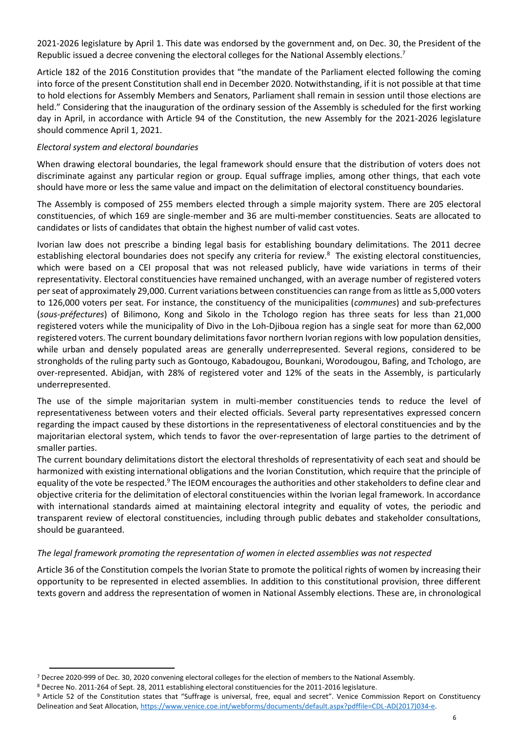2021-2026 legislature by April 1. This date was endorsed by the government and, on Dec. 30, the President of the Republic issued a decree convening the electoral colleges for the National Assembly elections.[7]

Article 182 of the 2016 Constitution provides that "the mandate of the Parliament elected following the coming into force of the present Constitution shall end in December 2020. Notwithstanding, if it is not possible at that time to hold elections for Assembly Members and Senators, Parliament shall remain in session until those elections are held." Considering that the inauguration of the ordinary session of the Assembly is scheduled for the first working day in April, in accordance with Article 94 of the Constitution, the new Assembly for the 2021-2026 legislature should commence April 1, 2021.

*Electoral system and electoral boundaries*

When drawing electoral boundaries, the legal framework should ensure that the distribution of voters does not discriminate against any particular region or group. Equal suffrage implies, among other things, that each vote should have more or less the same value and impact on the delimitation of electoral constituency boundaries.

The Assembly is composed of 255 members elected through a simple majority system. There are 205 electoral constituencies, of which 169 are single-member and 36 are multi-member constituencies. Seats are allocated to candidates or lists of candidates that obtain the highest number of valid cast votes.

Ivorian law does not prescribe a binding legal basis for establishing boundary delimitations. The 2011 decree establishing electoral boundaries does not specify any criteria for review.[8] The existing electoral constituencies, which were based on a CEI proposal that was not released publicly, have wide variations in terms of their representativity. Electoral constituencies have remained unchanged, with an average number of registered voters per seat of approximately 29,000. Current variations between constituencies can range from as little as 5,000 voters to 126,000 voters per seat. For instance, the constituency of the municipalities (*communes*) and sub-prefectures (*sous-préfectures*) of Bilimono, Kong and Sikolo in the Tchologo region has three seats for less than 21,000 registered voters while the municipality of Divo in the Loh-Djiboua region has a single seat for more than 62,000 registered voters. The current boundary delimitations favor northern Ivorian regions with low population densities, while urban and densely populated areas are generally underrepresented. Several regions, considered to be strongholds of the ruling party such as Gontougo, Kabadougou, Bounkani, Worodougou, Bafing, and Tchologo, are over-represented. Abidjan, with 28% of registered voter and 12% of the seats in the Assembly, is particularly underrepresented.

The use of the simple majoritarian system in multi-member constituencies tends to reduce the level of representativeness between voters and their elected officials. Several party representatives expressed concern regarding the impact caused by these distortions in the representativeness of electoral constituencies and by the majoritarian electoral system, which tends to favor the over-representation of large parties to the detriment of smaller parties.

The current boundary delimitations distort the electoral thresholds of representativity of each seat and should be harmonized with existing international obligations and the Ivorian Constitution, which require that the principle of equality of the vote be respected.[9] The IEOM encourages the authorities and other stakeholders to define clear and objective criteria for the delimitation of electoral constituencies within the Ivorian legal framework. In accordance with international standards aimed at maintaining electoral integrity and equality of votes, the periodic and transparent review of electoral constituencies, including through public debates and stakeholder consultations, should be guaranteed.

*The legal framework promoting the representation of women in elected assemblies was not respected*

Article 36 of the Constitution compels the Ivorian State to promote the political rights of women by increasing their opportunity to be represented in elected assemblies. In addition to this constitutional provision, three different texts govern and address the representation of women in National Assembly elections. These are, in chronological

---

[7] Decree 2020-999 of Dec. 30, 2020 convening electoral colleges for the election of members to the National Assembly.

[8] Decree No. 2011-264 of Sept. 28, 2011 establishing electoral constituencies for the 2011-2016 legislature.

[9] Article 52 of the Constitution states that "Suffrage is universal, free, equal and secret". Venice Commission Report on Constituency Delineation and Seat Allocation, https://www.venice.coe.int/webforms/documents/default.aspx?pdffile=CDL-AD(2017)034-e.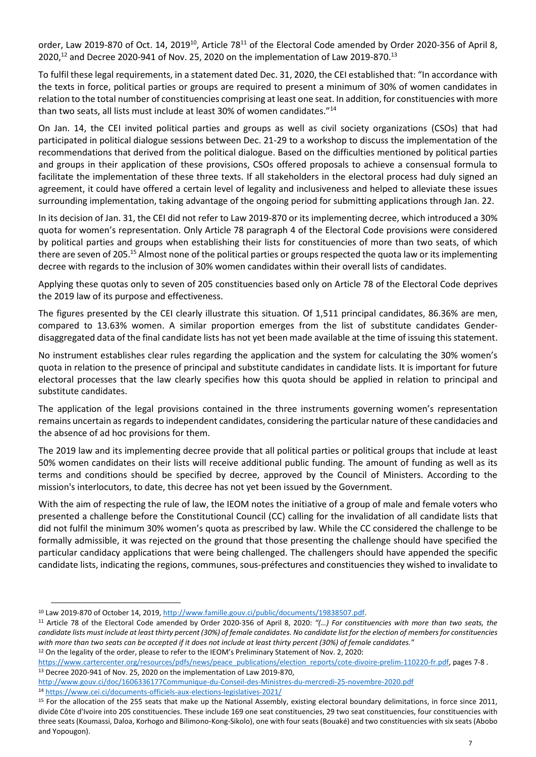order, Law 2019-870 of Oct. 14, 2019[10], Article 78[11] of the Electoral Code amended by Order 2020-356 of April 8, 2020,[12] and Decree 2020-941 of Nov. 25, 2020 on the implementation of Law 2019-870.[13]

To fulfil these legal requirements, in a statement dated Dec. 31, 2020, the CEI established that: "In accordance with the texts in force, political parties or groups are required to present a minimum of 30% of women candidates in relation to the total number of constituencies comprising at least one seat. In addition, for constituencies with more than two seats, all lists must include at least 30% of women candidates."[14]

On Jan. 14, the CEI invited political parties and groups as well as civil society organizations (CSOs) that had participated in political dialogue sessions between Dec. 21-29 to a workshop to discuss the implementation of the recommendations that derived from the political dialogue. Based on the difficulties mentioned by political parties and groups in their application of these provisions, CSOs offered proposals to achieve a consensual formula to facilitate the implementation of these three texts. If all stakeholders in the electoral process had duly signed an agreement, it could have offered a certain level of legality and inclusiveness and helped to alleviate these issues surrounding implementation, taking advantage of the ongoing period for submitting applications through Jan. 22.

In its decision of Jan. 31, the CEI did not refer to Law 2019-870 or its implementing decree, which introduced a 30% quota for women's representation. Only Article 78 paragraph 4 of the Electoral Code provisions were considered by political parties and groups when establishing their lists for constituencies of more than two seats, of which there are seven of 205.[15] Almost none of the political parties or groups respected the quota law or its implementing decree with regards to the inclusion of 30% women candidates within their overall lists of candidates.

Applying these quotas only to seven of 205 constituencies based only on Article 78 of the Electoral Code deprives the 2019 law of its purpose and effectiveness.

The figures presented by the CEI clearly illustrate this situation. Of 1,511 principal candidates, 86.36% are men, compared to 13.63% women. A similar proportion emerges from the list of substitute candidates Gender-disaggregated data of the final candidate lists has not yet been made available at the time of issuing this statement.

No instrument establishes clear rules regarding the application and the system for calculating the 30% women's quota in relation to the presence of principal and substitute candidates in candidate lists. It is important for future electoral processes that the law clearly specifies how this quota should be applied in relation to principal and substitute candidates.

The application of the legal provisions contained in the three instruments governing women's representation remains uncertain as regards to independent candidates, considering the particular nature of these candidacies and the absence of ad hoc provisions for them.

The 2019 law and its implementing decree provide that all political parties or political groups that include at least 50% women candidates on their lists will receive additional public funding. The amount of funding as well as its terms and conditions should be specified by decree, approved by the Council of Ministers. According to the mission's interlocutors, to date, this decree has not yet been issued by the Government.

With the aim of respecting the rule of law, the IEOM notes the initiative of a group of male and female voters who presented a challenge before the Constitutional Council (CC) calling for the invalidation of all candidate lists that did not fulfil the minimum 30% women's quota as prescribed by law. While the CC considered the challenge to be formally admissible, it was rejected on the ground that those presenting the challenge should have specified the particular candidacy applications that were being challenged. The challengers should have appended the specific candidate lists, indicating the regions, communes, sous-préfectures and constituencies they wished to invalidate to

---

[10] Law 2019-870 of October 14, 2019, http://www.famille.gouv.ci/public/documents/19838507.pdf.

[11] Article 78 of the Electoral Code amended by Order 2020-356 of April 8, 2020: *"(…) For constituencies with more than two seats, the candidate lists must include at least thirty percent (30%) of female candidates. No candidate list for the election of members for constituencies with more than two seats can be accepted if it does not include at least thirty percent (30%) of female candidates."*

[12] On the legality of the order, please to refer to the IEOM's Preliminary Statement of Nov. 2, 2020: https://www.cartercenter.org/resources/pdfs/news/peace_publications/election_reports/cote-divoire-prelim-110220-fr.pdf, pages 7-8 .

[13] Decree 2020-941 of Nov. 25, 2020 on the implementation of Law 2019-870, http://www.gouv.ci/doc/1606336177Communique-du-Conseil-des-Ministres-du-mercredi-25-novembre-2020.pdf

[14] https://www.cei.ci/documents-officiels-aux-elections-legislatives-2021/

[15] For the allocation of the 255 seats that make up the National Assembly, existing electoral boundary delimitations, in force since 2011, divide Côte d'Ivoire into 205 constituencies. These include 169 one seat constituencies, 29 two seat constituencies, four constituencies with three seats (Koumassi, Daloa, Korhogo and Bilimono-Kong-Sikolo), one with four seats (Bouaké) and two constituencies with six seats (Abobo and Yopougon).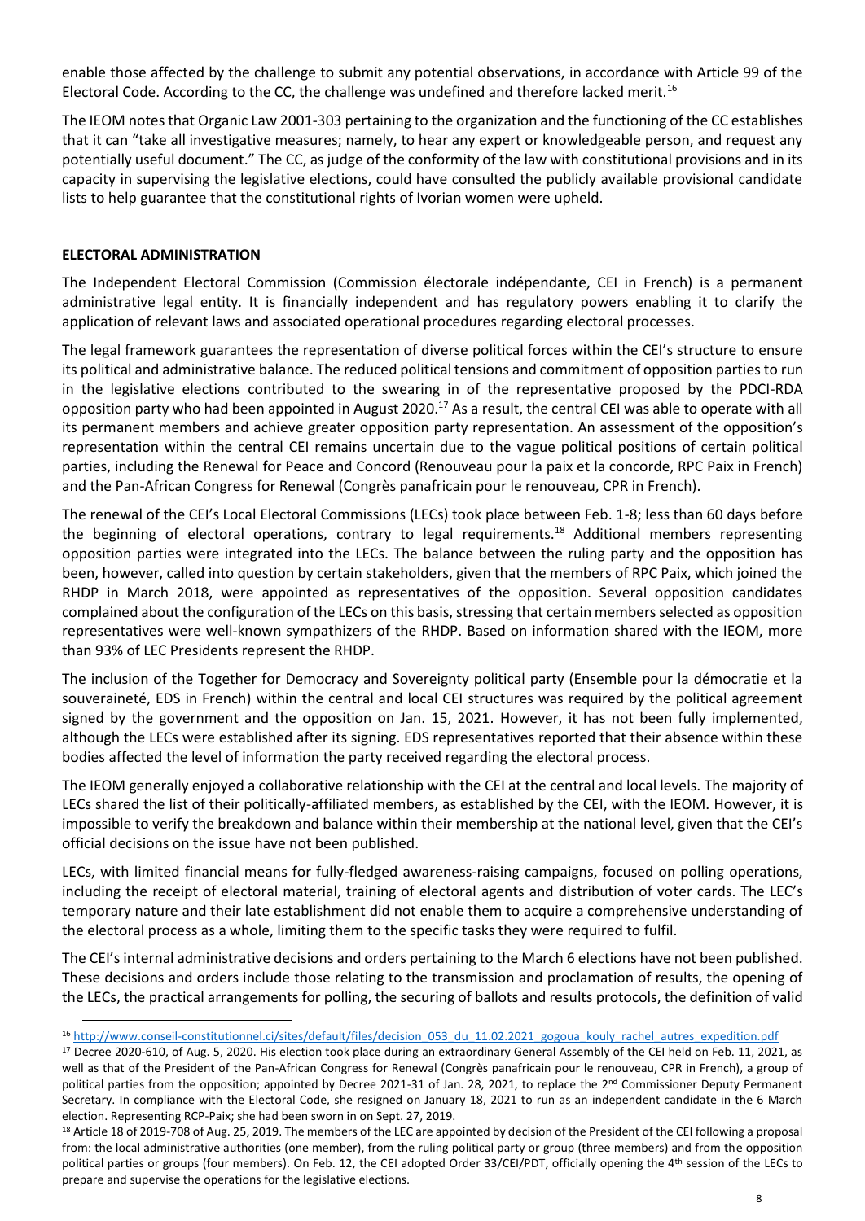enable those affected by the challenge to submit any potential observations, in accordance with Article 99 of the Electoral Code. According to the CC, the challenge was undefined and therefore lacked merit.[16]

The IEOM notes that Organic Law 2001-303 pertaining to the organization and the functioning of the CC establishes that it can "take all investigative measures; namely, to hear any expert or knowledgeable person, and request any potentially useful document." The CC, as judge of the conformity of the law with constitutional provisions and in its capacity in supervising the legislative elections, could have consulted the publicly available provisional candidate lists to help guarantee that the constitutional rights of Ivorian women were upheld.

## ELECTORAL ADMINISTRATION

The Independent Electoral Commission (Commission électorale indépendante, CEI in French) is a permanent administrative legal entity. It is financially independent and has regulatory powers enabling it to clarify the application of relevant laws and associated operational procedures regarding electoral processes.

The legal framework guarantees the representation of diverse political forces within the CEI's structure to ensure its political and administrative balance. The reduced political tensions and commitment of opposition parties to run in the legislative elections contributed to the swearing in of the representative proposed by the PDCI-RDA opposition party who had been appointed in August 2020.[17] As a result, the central CEI was able to operate with all its permanent members and achieve greater opposition party representation. An assessment of the opposition's representation within the central CEI remains uncertain due to the vague political positions of certain political parties, including the Renewal for Peace and Concord (Renouveau pour la paix et la concorde, RPC Paix in French) and the Pan-African Congress for Renewal (Congrès panafricain pour le renouveau, CPR in French).

The renewal of the CEI's Local Electoral Commissions (LECs) took place between Feb. 1-8; less than 60 days before the beginning of electoral operations, contrary to legal requirements.[18] Additional members representing opposition parties were integrated into the LECs. The balance between the ruling party and the opposition has been, however, called into question by certain stakeholders, given that the members of RPC Paix, which joined the RHDP in March 2018, were appointed as representatives of the opposition. Several opposition candidates complained about the configuration of the LECs on this basis, stressing that certain members selected as opposition representatives were well-known sympathizers of the RHDP. Based on information shared with the IEOM, more than 93% of LEC Presidents represent the RHDP.

The inclusion of the Together for Democracy and Sovereignty political party (Ensemble pour la démocratie et la souveraineté, EDS in French) within the central and local CEI structures was required by the political agreement signed by the government and the opposition on Jan. 15, 2021. However, it has not been fully implemented, although the LECs were established after its signing. EDS representatives reported that their absence within these bodies affected the level of information the party received regarding the electoral process.

The IEOM generally enjoyed a collaborative relationship with the CEI at the central and local levels. The majority of LECs shared the list of their politically-affiliated members, as established by the CEI, with the IEOM. However, it is impossible to verify the breakdown and balance within their membership at the national level, given that the CEI's official decisions on the issue have not been published.

LECs, with limited financial means for fully-fledged awareness-raising campaigns, focused on polling operations, including the receipt of electoral material, training of electoral agents and distribution of voter cards. The LEC's temporary nature and their late establishment did not enable them to acquire a comprehensive understanding of the electoral process as a whole, limiting them to the specific tasks they were required to fulfil.

The CEI's internal administrative decisions and orders pertaining to the March 6 elections have not been published. These decisions and orders include those relating to the transmission and proclamation of results, the opening of the LECs, the practical arrangements for polling, the securing of ballots and results protocols, the definition of valid

---

[16] http://www.conseil-constitutionnel.ci/sites/default/files/decision_053_du_11.02.2021_gogoua_kouly_rachel_autres_expedition.pdf

[17] Decree 2020-610, of Aug. 5, 2020. His election took place during an extraordinary General Assembly of the CEI held on Feb. 11, 2021, as well as that of the President of the Pan-African Congress for Renewal (Congrès panafricain pour le renouveau, CPR in French), a group of political parties from the opposition; appointed by Decree 2021-31 of Jan. 28, 2021, to replace the 2nd Commissioner Deputy Permanent Secretary. In compliance with the Electoral Code, she resigned on January 18, 2021 to run as an independent candidate in the 6 March election. Representing RCP-Paix; she had been sworn in on Sept. 27, 2019.

[18] Article 18 of 2019-708 of Aug. 25, 2019. The members of the LEC are appointed by decision of the President of the CEI following a proposal from: the local administrative authorities (one member), from the ruling political party or group (three members) and from the opposition political parties or groups (four members). On Feb. 12, the CEI adopted Order 33/CEI/PDT, officially opening the 4th session of the LECs to prepare and supervise the operations for the legislative elections.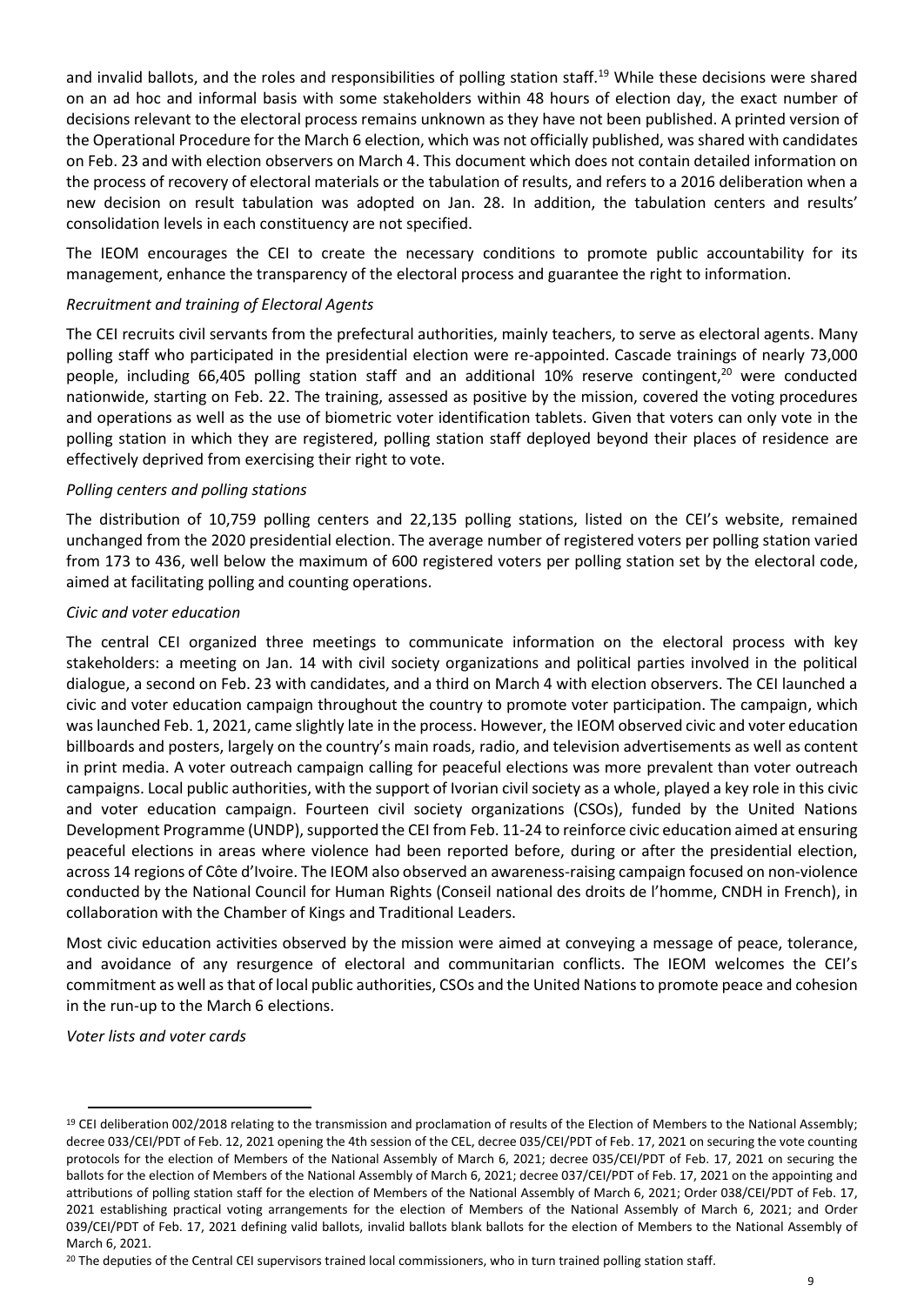and invalid ballots, and the roles and responsibilities of polling station staff.[19] While these decisions were shared on an ad hoc and informal basis with some stakeholders within 48 hours of election day, the exact number of decisions relevant to the electoral process remains unknown as they have not been published. A printed version of the Operational Procedure for the March 6 election, which was not officially published, was shared with candidates on Feb. 23 and with election observers on March 4. This document which does not contain detailed information on the process of recovery of electoral materials or the tabulation of results, and refers to a 2016 deliberation when a new decision on result tabulation was adopted on Jan. 28. In addition, the tabulation centers and results' consolidation levels in each constituency are not specified.

The IEOM encourages the CEI to create the necessary conditions to promote public accountability for its management, enhance the transparency of the electoral process and guarantee the right to information.

*Recruitment and training of Electoral Agents*

The CEI recruits civil servants from the prefectural authorities, mainly teachers, to serve as electoral agents. Many polling staff who participated in the presidential election were re-appointed. Cascade trainings of nearly 73,000 people, including 66,405 polling station staff and an additional 10% reserve contingent,[20] were conducted nationwide, starting on Feb. 22. The training, assessed as positive by the mission, covered the voting procedures and operations as well as the use of biometric voter identification tablets. Given that voters can only vote in the polling station in which they are registered, polling station staff deployed beyond their places of residence are effectively deprived from exercising their right to vote.

*Polling centers and polling stations*

The distribution of 10,759 polling centers and 22,135 polling stations, listed on the CEI's website, remained unchanged from the 2020 presidential election. The average number of registered voters per polling station varied from 173 to 436, well below the maximum of 600 registered voters per polling station set by the electoral code, aimed at facilitating polling and counting operations.

*Civic and voter education*

The central CEI organized three meetings to communicate information on the electoral process with key stakeholders: a meeting on Jan. 14 with civil society organizations and political parties involved in the political dialogue, a second on Feb. 23 with candidates, and a third on March 4 with election observers. The CEI launched a civic and voter education campaign throughout the country to promote voter participation. The campaign, which was launched Feb. 1, 2021, came slightly late in the process. However, the IEOM observed civic and voter education billboards and posters, largely on the country's main roads, radio, and television advertisements as well as content in print media. A voter outreach campaign calling for peaceful elections was more prevalent than voter outreach campaigns. Local public authorities, with the support of Ivorian civil society as a whole, played a key role in this civic and voter education campaign. Fourteen civil society organizations (CSOs), funded by the United Nations Development Programme (UNDP), supported the CEI from Feb. 11-24 to reinforce civic education aimed at ensuring peaceful elections in areas where violence had been reported before, during or after the presidential election, across 14 regions of Côte d'Ivoire. The IEOM also observed an awareness-raising campaign focused on non-violence conducted by the National Council for Human Rights (Conseil national des droits de l'homme, CNDH in French), in collaboration with the Chamber of Kings and Traditional Leaders.

Most civic education activities observed by the mission were aimed at conveying a message of peace, tolerance, and avoidance of any resurgence of electoral and communitarian conflicts. The IEOM welcomes the CEI's commitment as well as that of local public authorities, CSOs and the United Nations to promote peace and cohesion in the run-up to the March 6 elections.

*Voter lists and voter cards*

---

[19] CEI deliberation 002/2018 relating to the transmission and proclamation of results of the Election of Members to the National Assembly; decree 033/CEI/PDT of Feb. 12, 2021 opening the 4th session of the CEL, decree 035/CEI/PDT of Feb. 17, 2021 on securing the vote counting protocols for the election of Members of the National Assembly of March 6, 2021; decree 035/CEI/PDT of Feb. 17, 2021 on securing the ballots for the election of Members of the National Assembly of March 6, 2021; decree 037/CEI/PDT of Feb. 17, 2021 on the appointing and attributions of polling station staff for the election of Members of the National Assembly of March 6, 2021; Order 038/CEI/PDT of Feb. 17, 2021 establishing practical voting arrangements for the election of Members of the National Assembly of March 6, 2021; and Order 039/CEI/PDT of Feb. 17, 2021 defining valid ballots, invalid ballots blank ballots for the election of Members to the National Assembly of March 6, 2021.

[20] The deputies of the Central CEI supervisors trained local commissioners, who in turn trained polling station staff.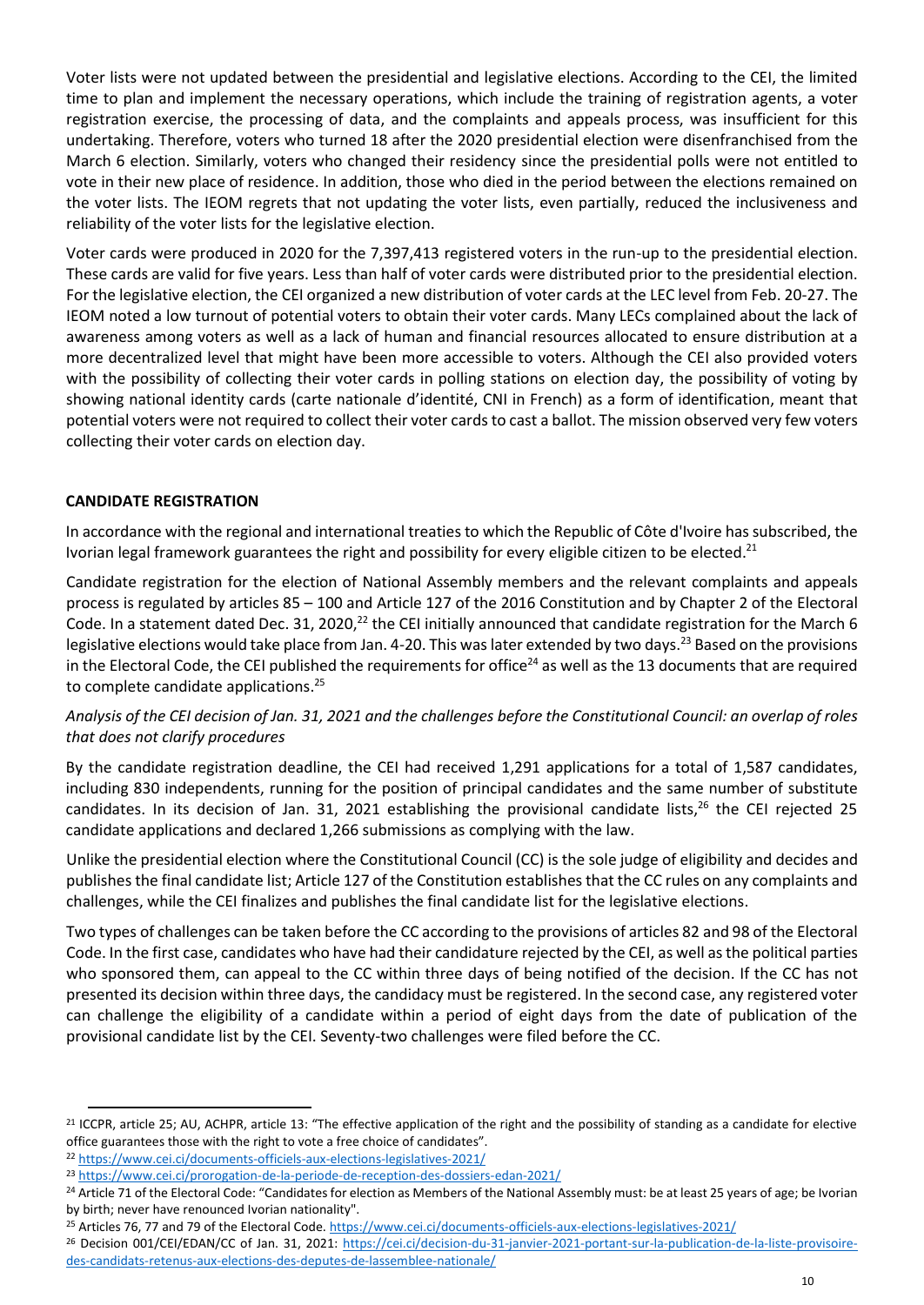Voter lists were not updated between the presidential and legislative elections. According to the CEI, the limited time to plan and implement the necessary operations, which include the training of registration agents, a voter registration exercise, the processing of data, and the complaints and appeals process, was insufficient for this undertaking. Therefore, voters who turned 18 after the 2020 presidential election were disenfranchised from the March 6 election. Similarly, voters who changed their residency since the presidential polls were not entitled to vote in their new place of residence. In addition, those who died in the period between the elections remained on the voter lists. The IEOM regrets that not updating the voter lists, even partially, reduced the inclusiveness and reliability of the voter lists for the legislative election.

Voter cards were produced in 2020 for the 7,397,413 registered voters in the run-up to the presidential election. These cards are valid for five years. Less than half of voter cards were distributed prior to the presidential election. For the legislative election, the CEI organized a new distribution of voter cards at the LEC level from Feb. 20-27. The IEOM noted a low turnout of potential voters to obtain their voter cards. Many LECs complained about the lack of awareness among voters as well as a lack of human and financial resources allocated to ensure distribution at a more decentralized level that might have been more accessible to voters. Although the CEI also provided voters with the possibility of collecting their voter cards in polling stations on election day, the possibility of voting by showing national identity cards (carte nationale d'identité, CNI in French) as a form of identification, meant that potential voters were not required to collect their voter cards to cast a ballot. The mission observed very few voters collecting their voter cards on election day.

## CANDIDATE REGISTRATION

In accordance with the regional and international treaties to which the Republic of Côte d'Ivoire has subscribed, the Ivorian legal framework guarantees the right and possibility for every eligible citizen to be elected.[21]

Candidate registration for the election of National Assembly members and the relevant complaints and appeals process is regulated by articles 85 – 100 and Article 127 of the 2016 Constitution and by Chapter 2 of the Electoral Code. In a statement dated Dec. 31, 2020,[22] the CEI initially announced that candidate registration for the March 6 legislative elections would take place from Jan. 4-20. This was later extended by two days.[23] Based on the provisions in the Electoral Code, the CEI published the requirements for office[24] as well as the 13 documents that are required to complete candidate applications.[25]

*Analysis of the CEI decision of Jan. 31, 2021 and the challenges before the Constitutional Council: an overlap of roles that does not clarify procedures*

By the candidate registration deadline, the CEI had received 1,291 applications for a total of 1,587 candidates, including 830 independents, running for the position of principal candidates and the same number of substitute candidates. In its decision of Jan. 31, 2021 establishing the provisional candidate lists,[26] the CEI rejected 25 candidate applications and declared 1,266 submissions as complying with the law.

Unlike the presidential election where the Constitutional Council (CC) is the sole judge of eligibility and decides and publishes the final candidate list; Article 127 of the Constitution establishes that the CC rules on any complaints and challenges, while the CEI finalizes and publishes the final candidate list for the legislative elections.

Two types of challenges can be taken before the CC according to the provisions of articles 82 and 98 of the Electoral Code. In the first case, candidates who have had their candidature rejected by the CEI, as well as the political parties who sponsored them, can appeal to the CC within three days of being notified of the decision. If the CC has not presented its decision within three days, the candidacy must be registered. In the second case, any registered voter can challenge the eligibility of a candidate within a period of eight days from the date of publication of the provisional candidate list by the CEI. Seventy-two challenges were filed before the CC.

---

[21] ICCPR, article 25; AU, ACHPR, article 13: "The effective application of the right and the possibility of standing as a candidate for elective office guarantees those with the right to vote a free choice of candidates".

[22] https://www.cei.ci/documents-officiels-aux-elections-legislatives-2021/

[23] https://www.cei.ci/prorogation-de-la-periode-de-reception-des-dossiers-edan-2021/

[24] Article 71 of the Electoral Code: "Candidates for election as Members of the National Assembly must: be at least 25 years of age; be Ivorian by birth; never have renounced Ivorian nationality".

[25] Articles 76, 77 and 79 of the Electoral Code. https://www.cei.ci/documents-officiels-aux-elections-legislatives-2021/

[26] Decision 001/CEI/EDAN/CC of Jan. 31, 2021: https://cei.ci/decision-du-31-janvier-2021-portant-sur-la-publication-de-la-liste-provisoire-des-candidats-retenus-aux-elections-des-deputes-de-lassemblee-nationale/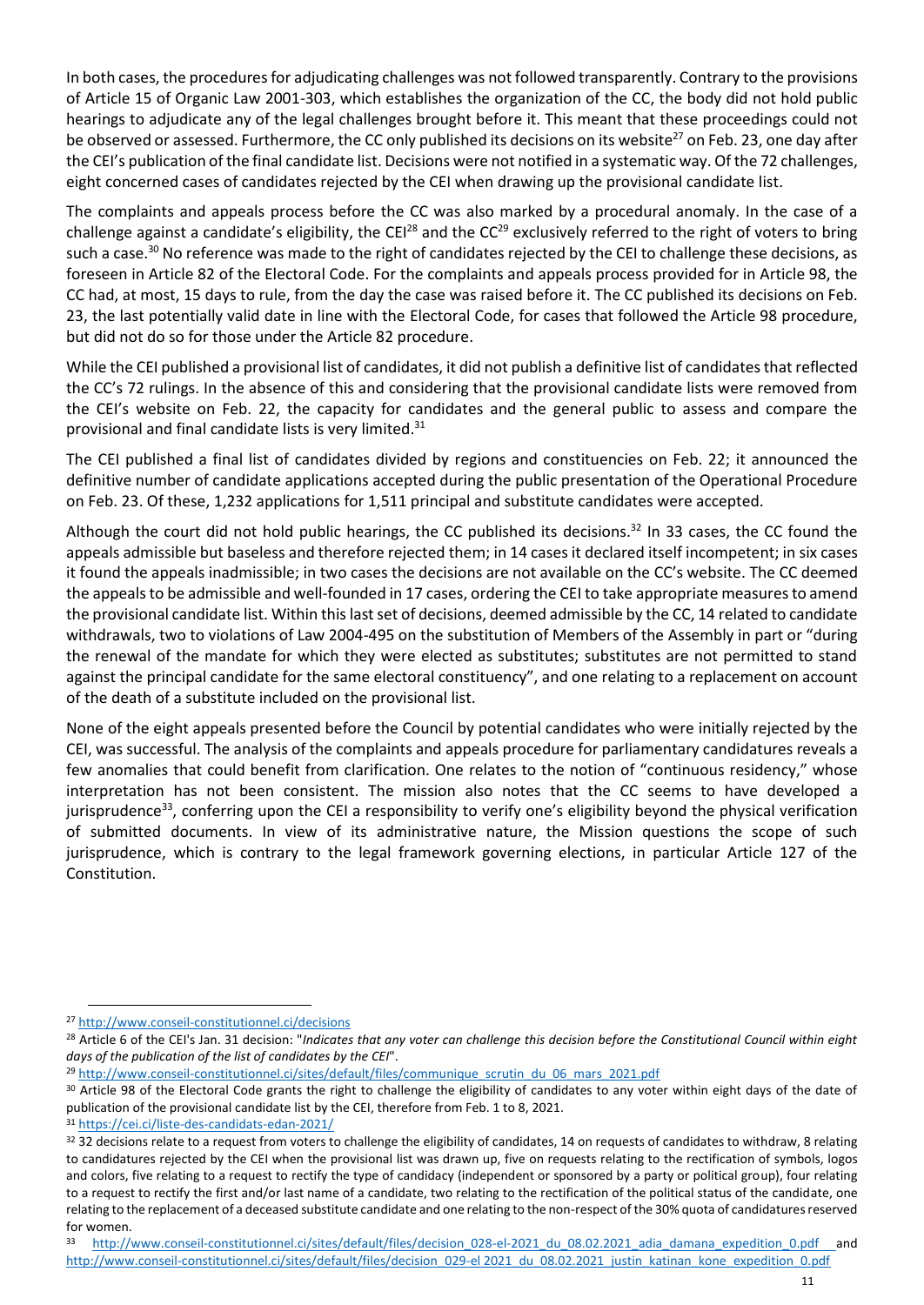In both cases, the procedures for adjudicating challenges was not followed transparently. Contrary to the provisions of Article 15 of Organic Law 2001-303, which establishes the organization of the CC, the body did not hold public hearings to adjudicate any of the legal challenges brought before it. This meant that these proceedings could not be observed or assessed. Furthermore, the CC only published its decisions on its website[27] on Feb. 23, one day after the CEI's publication of the final candidate list. Decisions were not notified in a systematic way. Of the 72 challenges, eight concerned cases of candidates rejected by the CEI when drawing up the provisional candidate list.

The complaints and appeals process before the CC was also marked by a procedural anomaly. In the case of a challenge against a candidate's eligibility, the CEI[28] and the CC[29] exclusively referred to the right of voters to bring such a case.[30] No reference was made to the right of candidates rejected by the CEI to challenge these decisions, as foreseen in Article 82 of the Electoral Code. For the complaints and appeals process provided for in Article 98, the CC had, at most, 15 days to rule, from the day the case was raised before it. The CC published its decisions on Feb. 23, the last potentially valid date in line with the Electoral Code, for cases that followed the Article 98 procedure, but did not do so for those under the Article 82 procedure.

While the CEI published a provisional list of candidates, it did not publish a definitive list of candidates that reflected the CC's 72 rulings. In the absence of this and considering that the provisional candidate lists were removed from the CEI's website on Feb. 22, the capacity for candidates and the general public to assess and compare the provisional and final candidate lists is very limited.[31]

The CEI published a final list of candidates divided by regions and constituencies on Feb. 22; it announced the definitive number of candidate applications accepted during the public presentation of the Operational Procedure on Feb. 23. Of these, 1,232 applications for 1,511 principal and substitute candidates were accepted.

Although the court did not hold public hearings, the CC published its decisions.[32] In 33 cases, the CC found the appeals admissible but baseless and therefore rejected them; in 14 cases it declared itself incompetent; in six cases it found the appeals inadmissible; in two cases the decisions are not available on the CC's website. The CC deemed the appeals to be admissible and well-founded in 17 cases, ordering the CEI to take appropriate measures to amend the provisional candidate list. Within this last set of decisions, deemed admissible by the CC, 14 related to candidate withdrawals, two to violations of Law 2004-495 on the substitution of Members of the Assembly in part or "during the renewal of the mandate for which they were elected as substitutes; substitutes are not permitted to stand against the principal candidate for the same electoral constituency", and one relating to a replacement on account of the death of a substitute included on the provisional list.

None of the eight appeals presented before the Council by potential candidates who were initially rejected by the CEI, was successful. The analysis of the complaints and appeals procedure for parliamentary candidatures reveals a few anomalies that could benefit from clarification. One relates to the notion of "continuous residency," whose interpretation has not been consistent. The mission also notes that the CC seems to have developed a jurisprudence[33], conferring upon the CEI a responsibility to verify one's eligibility beyond the physical verification of submitted documents. In view of its administrative nature, the Mission questions the scope of such jurisprudence, which is contrary to the legal framework governing elections, in particular Article 127 of the Constitution.

---

[27] http://www.conseil-constitutionnel.ci/decisions

[28] Article 6 of the CEI's Jan. 31 decision: "*Indicates that any voter can challenge this decision before the Constitutional Council within eight days of the publication of the list of candidates by the CEI*".

[29] http://www.conseil-constitutionnel.ci/sites/default/files/communique_scrutin_du_06_mars_2021.pdf

[30] Article 98 of the Electoral Code grants the right to challenge the eligibility of candidates to any voter within eight days of the date of publication of the provisional candidate list by the CEI, therefore from Feb. 1 to 8, 2021.

[31] https://cei.ci/liste-des-candidats-edan-2021/

[32] 32 decisions relate to a request from voters to challenge the eligibility of candidates, 14 on requests of candidates to withdraw, 8 relating to candidatures rejected by the CEI when the provisional list was drawn up, five on requests relating to the rectification of symbols, logos and colors, five relating to a request to rectify the type of candidacy (independent or sponsored by a party or political group), four relating to a request to rectify the first and/or last name of a candidate, two relating to the rectification of the political status of the candidate, one relating to the replacement of a deceased substitute candidate and one relating to the non-respect of the 30% quota of candidatures reserved for women.

[33] http://www.conseil-constitutionnel.ci/sites/default/files/decision_028-el-2021_du_08.02.2021_adia_damana_expedition_0.pdf and http://www.conseil-constitutionnel.ci/sites/default/files/decision_029-el 2021_du_08.02.2021_justin_katinan_kone_expedition_0.pdf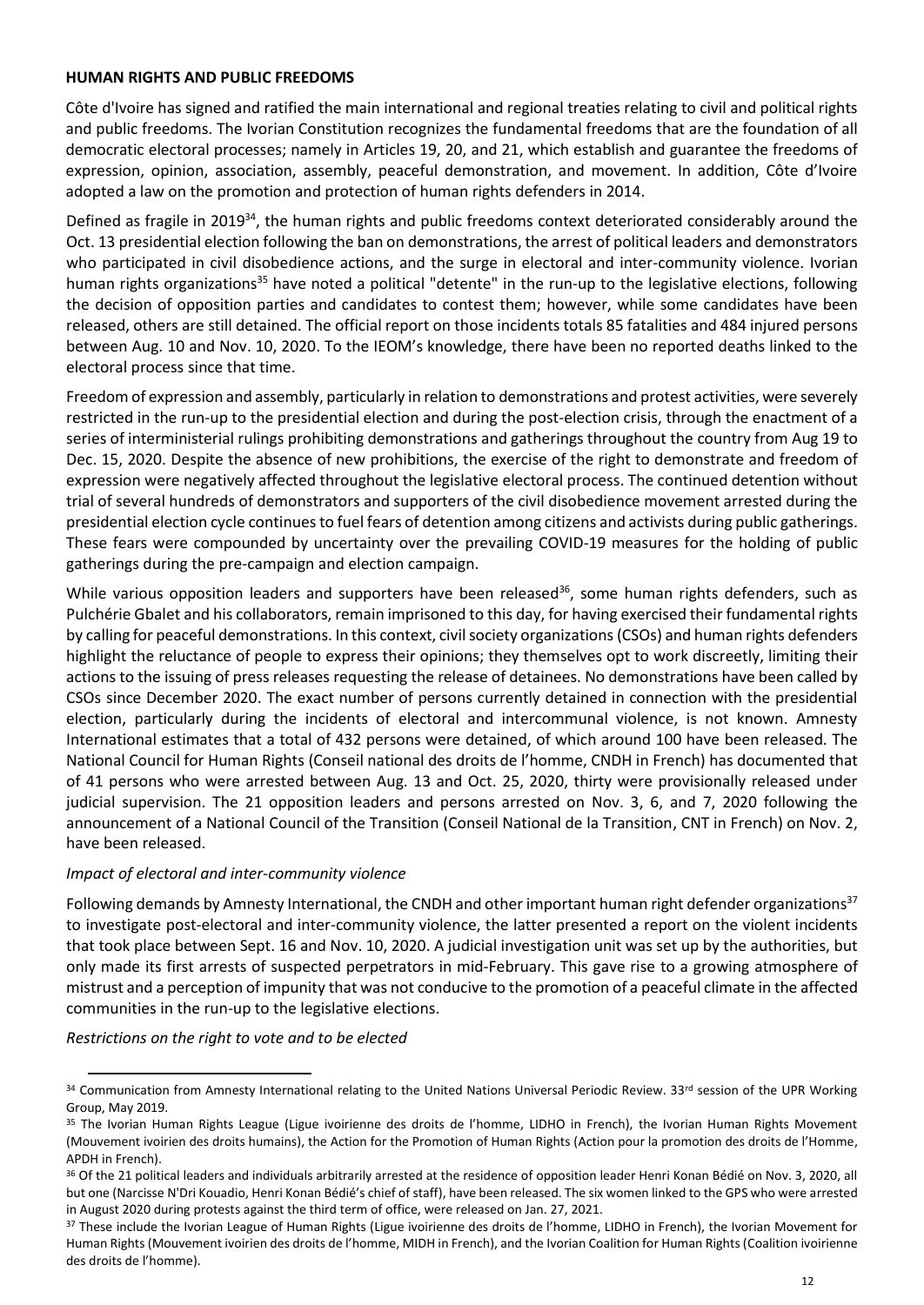## HUMAN RIGHTS AND PUBLIC FREEDOMS

Côte d'Ivoire has signed and ratified the main international and regional treaties relating to civil and political rights and public freedoms. The Ivorian Constitution recognizes the fundamental freedoms that are the foundation of all democratic electoral processes; namely in Articles 19, 20, and 21, which establish and guarantee the freedoms of expression, opinion, association, assembly, peaceful demonstration, and movement. In addition, Côte d'Ivoire adopted a law on the promotion and protection of human rights defenders in 2014.

Defined as fragile in 2019[34], the human rights and public freedoms context deteriorated considerably around the Oct. 13 presidential election following the ban on demonstrations, the arrest of political leaders and demonstrators who participated in civil disobedience actions, and the surge in electoral and inter-community violence. Ivorian human rights organizations[35] have noted a political "detente" in the run-up to the legislative elections, following the decision of opposition parties and candidates to contest them; however, while some candidates have been released, others are still detained. The official report on those incidents totals 85 fatalities and 484 injured persons between Aug. 10 and Nov. 10, 2020. To the IEOM's knowledge, there have been no reported deaths linked to the electoral process since that time.

Freedom of expression and assembly, particularly in relation to demonstrations and protest activities, were severely restricted in the run-up to the presidential election and during the post-election crisis, through the enactment of a series of interministerial rulings prohibiting demonstrations and gatherings throughout the country from Aug 19 to Dec. 15, 2020. Despite the absence of new prohibitions, the exercise of the right to demonstrate and freedom of expression were negatively affected throughout the legislative electoral process. The continued detention without trial of several hundreds of demonstrators and supporters of the civil disobedience movement arrested during the presidential election cycle continues to fuel fears of detention among citizens and activists during public gatherings. These fears were compounded by uncertainty over the prevailing COVID-19 measures for the holding of public gatherings during the pre-campaign and election campaign.

While various opposition leaders and supporters have been released[36], some human rights defenders, such as Pulchérie Gbalet and his collaborators, remain imprisoned to this day, for having exercised their fundamental rights by calling for peaceful demonstrations. In this context, civil society organizations (CSOs) and human rights defenders highlight the reluctance of people to express their opinions; they themselves opt to work discreetly, limiting their actions to the issuing of press releases requesting the release of detainees. No demonstrations have been called by CSOs since December 2020. The exact number of persons currently detained in connection with the presidential election, particularly during the incidents of electoral and intercommunal violence, is not known. Amnesty International estimates that a total of 432 persons were detained, of which around 100 have been released. The National Council for Human Rights (Conseil national des droits de l'homme, CNDH in French) has documented that of 41 persons who were arrested between Aug. 13 and Oct. 25, 2020, thirty were provisionally released under judicial supervision. The 21 opposition leaders and persons arrested on Nov. 3, 6, and 7, 2020 following the announcement of a National Council of the Transition (Conseil National de la Transition, CNT in French) on Nov. 2, have been released.

### *Impact of electoral and inter-community violence*

Following demands by Amnesty International, the CNDH and other important human right defender organizations[37] to investigate post-electoral and inter-community violence, the latter presented a report on the violent incidents that took place between Sept. 16 and Nov. 10, 2020. A judicial investigation unit was set up by the authorities, but only made its first arrests of suspected perpetrators in mid-February. This gave rise to a growing atmosphere of mistrust and a perception of impunity that was not conducive to the promotion of a peaceful climate in the affected communities in the run-up to the legislative elections.

### *Restrictions on the right to vote and to be elected*

---

[34] Communication from Amnesty International relating to the United Nations Universal Periodic Review. 33rd session of the UPR Working Group, May 2019.

[35] The Ivorian Human Rights League (Ligue ivoirienne des droits de l'homme, LIDHO in French), the Ivorian Human Rights Movement (Mouvement ivoirien des droits humains), the Action for the Promotion of Human Rights (Action pour la promotion des droits de l'Homme, APDH in French).

[36] Of the 21 political leaders and individuals arbitrarily arrested at the residence of opposition leader Henri Konan Bédié on Nov. 3, 2020, all but one (Narcisse N'Dri Kouadio, Henri Konan Bédié's chief of staff), have been released. The six women linked to the GPS who were arrested in August 2020 during protests against the third term of office, were released on Jan. 27, 2021.

[37] These include the Ivorian League of Human Rights (Ligue ivoirienne des droits de l'homme, LIDHO in French), the Ivorian Movement for Human Rights (Mouvement ivoirien des droits de l'homme, MIDH in French), and the Ivorian Coalition for Human Rights (Coalition ivoirienne des droits de l'homme).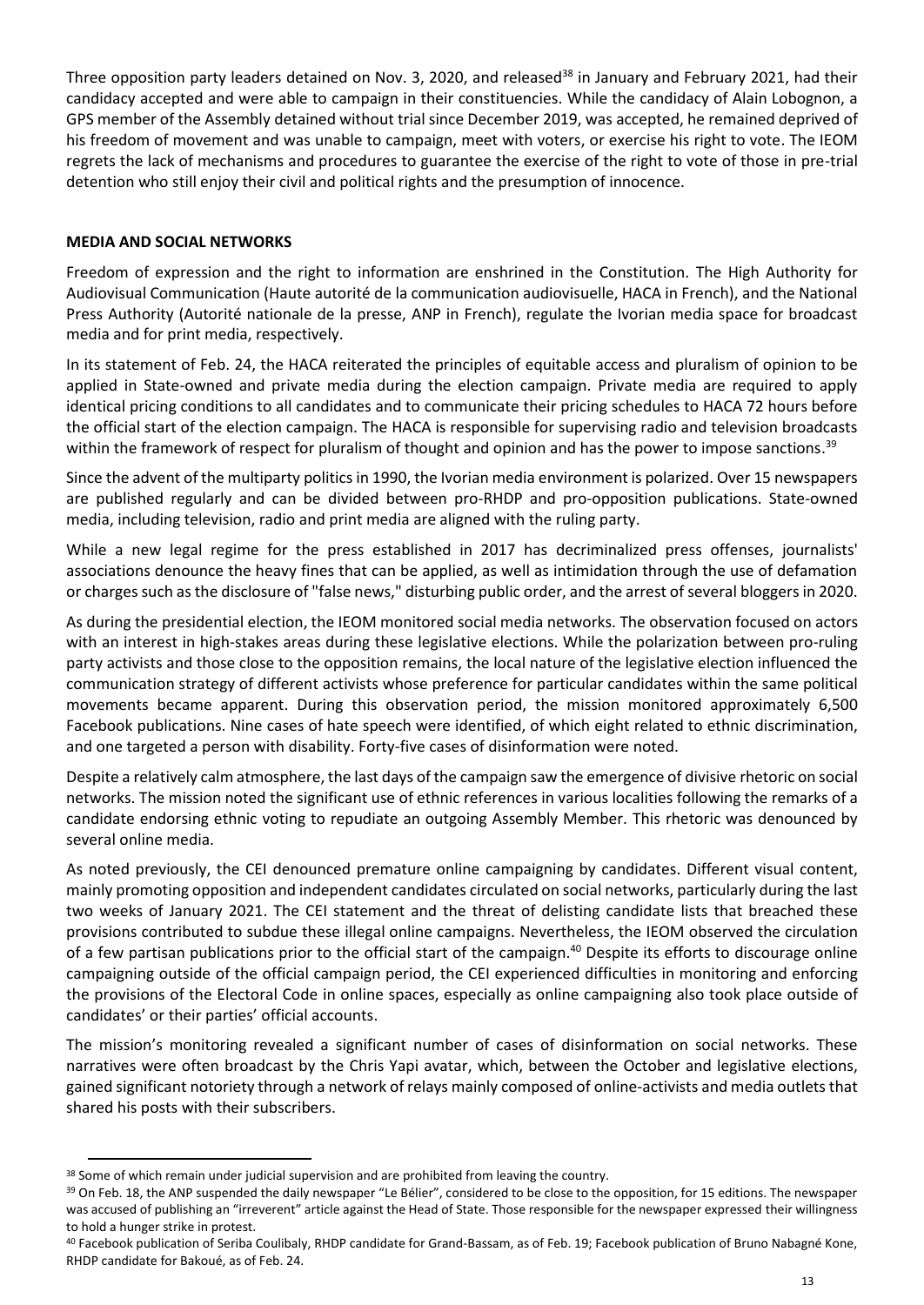Three opposition party leaders detained on Nov. 3, 2020, and released[38] in January and February 2021, had their candidacy accepted and were able to campaign in their constituencies. While the candidacy of Alain Lobognon, a GPS member of the Assembly detained without trial since December 2019, was accepted, he remained deprived of his freedom of movement and was unable to campaign, meet with voters, or exercise his right to vote. The IEOM regrets the lack of mechanisms and procedures to guarantee the exercise of the right to vote of those in pre-trial detention who still enjoy their civil and political rights and the presumption of innocence.

## MEDIA AND SOCIAL NETWORKS

Freedom of expression and the right to information are enshrined in the Constitution. The High Authority for Audiovisual Communication (Haute autorité de la communication audiovisuelle, HACA in French), and the National Press Authority (Autorité nationale de la presse, ANP in French), regulate the Ivorian media space for broadcast media and for print media, respectively.

In its statement of Feb. 24, the HACA reiterated the principles of equitable access and pluralism of opinion to be applied in State-owned and private media during the election campaign. Private media are required to apply identical pricing conditions to all candidates and to communicate their pricing schedules to HACA 72 hours before the official start of the election campaign. The HACA is responsible for supervising radio and television broadcasts within the framework of respect for pluralism of thought and opinion and has the power to impose sanctions.[39]

Since the advent of the multiparty politics in 1990, the Ivorian media environment is polarized. Over 15 newspapers are published regularly and can be divided between pro-RHDP and pro-opposition publications. State-owned media, including television, radio and print media are aligned with the ruling party.

While a new legal regime for the press established in 2017 has decriminalized press offenses, journalists' associations denounce the heavy fines that can be applied, as well as intimidation through the use of defamation or charges such as the disclosure of "false news," disturbing public order, and the arrest of several bloggers in 2020.

As during the presidential election, the IEOM monitored social media networks. The observation focused on actors with an interest in high-stakes areas during these legislative elections. While the polarization between pro-ruling party activists and those close to the opposition remains, the local nature of the legislative election influenced the communication strategy of different activists whose preference for particular candidates within the same political movements became apparent. During this observation period, the mission monitored approximately 6,500 Facebook publications. Nine cases of hate speech were identified, of which eight related to ethnic discrimination, and one targeted a person with disability. Forty-five cases of disinformation were noted.

Despite a relatively calm atmosphere, the last days of the campaign saw the emergence of divisive rhetoric on social networks. The mission noted the significant use of ethnic references in various localities following the remarks of a candidate endorsing ethnic voting to repudiate an outgoing Assembly Member. This rhetoric was denounced by several online media.

As noted previously, the CEI denounced premature online campaigning by candidates. Different visual content, mainly promoting opposition and independent candidates circulated on social networks, particularly during the last two weeks of January 2021. The CEI statement and the threat of delisting candidate lists that breached these provisions contributed to subdue these illegal online campaigns. Nevertheless, the IEOM observed the circulation of a few partisan publications prior to the official start of the campaign.[40] Despite its efforts to discourage online campaigning outside of the official campaign period, the CEI experienced difficulties in monitoring and enforcing the provisions of the Electoral Code in online spaces, especially as online campaigning also took place outside of candidates' or their parties' official accounts.

The mission's monitoring revealed a significant number of cases of disinformation on social networks. These narratives were often broadcast by the Chris Yapi avatar, which, between the October and legislative elections, gained significant notoriety through a network of relays mainly composed of online-activists and media outlets that shared his posts with their subscribers.

---

[38] Some of which remain under judicial supervision and are prohibited from leaving the country.

[39] On Feb. 18, the ANP suspended the daily newspaper "Le Bélier", considered to be close to the opposition, for 15 editions. The newspaper was accused of publishing an "irreverent" article against the Head of State. Those responsible for the newspaper expressed their willingness to hold a hunger strike in protest.

[40] Facebook publication of Seriba Coulibaly, RHDP candidate for Grand-Bassam, as of Feb. 19; Facebook publication of Bruno Nabagné Kone, RHDP candidate for Bakoué, as of Feb. 24.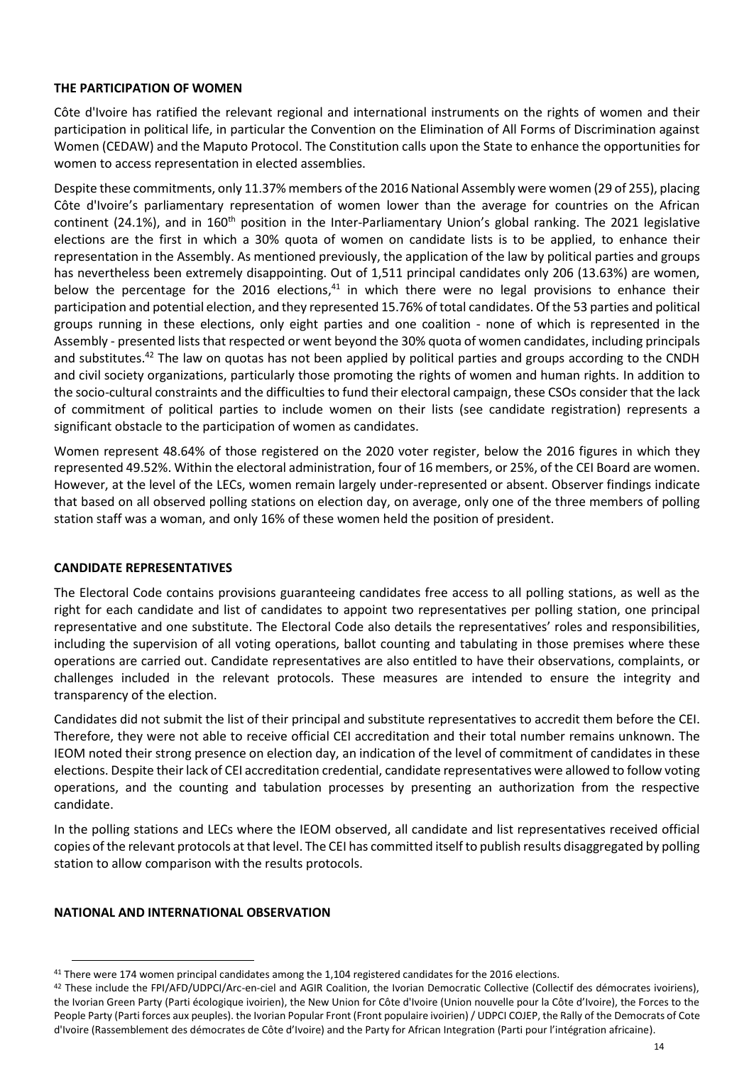**THE PARTICIPATION OF WOMEN**

Côte d'Ivoire has ratified the relevant regional and international instruments on the rights of women and their participation in political life, in particular the Convention on the Elimination of All Forms of Discrimination against Women (CEDAW) and the Maputo Protocol. The Constitution calls upon the State to enhance the opportunities for women to access representation in elected assemblies.

Despite these commitments, only 11.37% members of the 2016 National Assembly were women (29 of 255), placing Côte d'Ivoire's parliamentary representation of women lower than the average for countries on the African continent (24.1%), and in 160th position in the Inter-Parliamentary Union's global ranking. The 2021 legislative elections are the first in which a 30% quota of women on candidate lists is to be applied, to enhance their representation in the Assembly. As mentioned previously, the application of the law by political parties and groups has nevertheless been extremely disappointing. Out of 1,511 principal candidates only 206 (13.63%) are women, below the percentage for the 2016 elections,[41] in which there were no legal provisions to enhance their participation and potential election, and they represented 15.76% of total candidates. Of the 53 parties and political groups running in these elections, only eight parties and one coalition - none of which is represented in the Assembly - presented lists that respected or went beyond the 30% quota of women candidates, including principals and substitutes.[42] The law on quotas has not been applied by political parties and groups according to the CNDH and civil society organizations, particularly those promoting the rights of women and human rights. In addition to the socio-cultural constraints and the difficulties to fund their electoral campaign, these CSOs consider that the lack of commitment of political parties to include women on their lists (see candidate registration) represents a significant obstacle to the participation of women as candidates.

Women represent 48.64% of those registered on the 2020 voter register, below the 2016 figures in which they represented 49.52%. Within the electoral administration, four of 16 members, or 25%, of the CEI Board are women. However, at the level of the LECs, women remain largely under-represented or absent. Observer findings indicate that based on all observed polling stations on election day, on average, only one of the three members of polling station staff was a woman, and only 16% of these women held the position of president.

**CANDIDATE REPRESENTATIVES**

The Electoral Code contains provisions guaranteeing candidates free access to all polling stations, as well as the right for each candidate and list of candidates to appoint two representatives per polling station, one principal representative and one substitute. The Electoral Code also details the representatives' roles and responsibilities, including the supervision of all voting operations, ballot counting and tabulating in those premises where these operations are carried out. Candidate representatives are also entitled to have their observations, complaints, or challenges included in the relevant protocols. These measures are intended to ensure the integrity and transparency of the election.

Candidates did not submit the list of their principal and substitute representatives to accredit them before the CEI. Therefore, they were not able to receive official CEI accreditation and their total number remains unknown. The IEOM noted their strong presence on election day, an indication of the level of commitment of candidates in these elections. Despite their lack of CEI accreditation credential, candidate representatives were allowed to follow voting operations, and the counting and tabulation processes by presenting an authorization from the respective candidate.

In the polling stations and LECs where the IEOM observed, all candidate and list representatives received official copies of the relevant protocols at that level. The CEI has committed itself to publish results disaggregated by polling station to allow comparison with the results protocols.

**NATIONAL AND INTERNATIONAL OBSERVATION**

---

[41] There were 174 women principal candidates among the 1,104 registered candidates for the 2016 elections.

[42] These include the FPI/AFD/UDPCI/Arc-en-ciel and AGIR Coalition, the Ivorian Democratic Collective (Collectif des démocrates ivoiriens), the Ivorian Green Party (Parti écologique ivoirien), the New Union for Côte d'Ivoire (Union nouvelle pour la Côte d'Ivoire), the Forces to the People Party (Parti forces aux peuples). the Ivorian Popular Front (Front populaire ivoirien) / UDPCI COJEP, the Rally of the Democrats of Cote d'Ivoire (Rassemblement des démocrates de Côte d'Ivoire) and the Party for African Integration (Parti pour l'intégration africaine).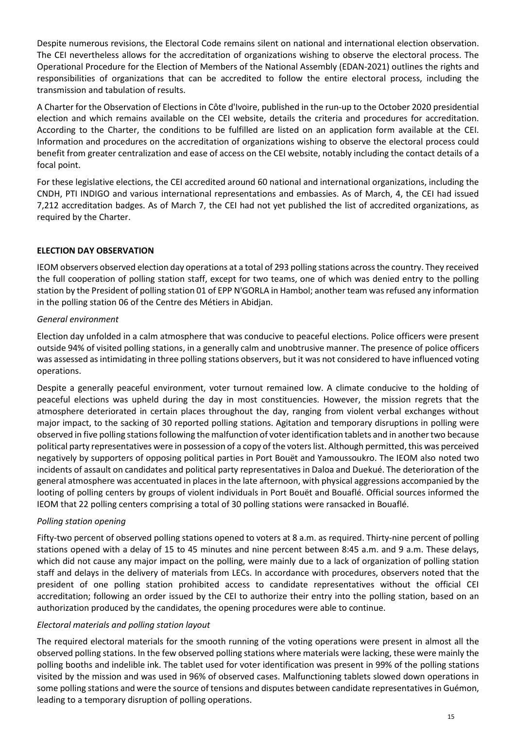Despite numerous revisions, the Electoral Code remains silent on national and international election observation. The CEI nevertheless allows for the accreditation of organizations wishing to observe the electoral process. The Operational Procedure for the Election of Members of the National Assembly (EDAN-2021) outlines the rights and responsibilities of organizations that can be accredited to follow the entire electoral process, including the transmission and tabulation of results.

A Charter for the Observation of Elections in Côte d'Ivoire, published in the run-up to the October 2020 presidential election and which remains available on the CEI website, details the criteria and procedures for accreditation. According to the Charter, the conditions to be fulfilled are listed on an application form available at the CEI. Information and procedures on the accreditation of organizations wishing to observe the electoral process could benefit from greater centralization and ease of access on the CEI website, notably including the contact details of a focal point.

For these legislative elections, the CEI accredited around 60 national and international organizations, including the CNDH, PTI INDIGO and various international representations and embassies. As of March, 4, the CEI had issued 7,212 accreditation badges. As of March 7, the CEI had not yet published the list of accredited organizations, as required by the Charter.

## ELECTION DAY OBSERVATION

IEOM observers observed election day operations at a total of 293 polling stations across the country. They received the full cooperation of polling station staff, except for two teams, one of which was denied entry to the polling station by the President of polling station 01 of EPP N'GORLA in Hambol; another team was refused any information in the polling station 06 of the Centre des Métiers in Abidjan.

### *General environment*

Election day unfolded in a calm atmosphere that was conducive to peaceful elections. Police officers were present outside 94% of visited polling stations, in a generally calm and unobtrusive manner. The presence of police officers was assessed as intimidating in three polling stations observers, but it was not considered to have influenced voting operations.

Despite a generally peaceful environment, voter turnout remained low. A climate conducive to the holding of peaceful elections was upheld during the day in most constituencies. However, the mission regrets that the atmosphere deteriorated in certain places throughout the day, ranging from violent verbal exchanges without major impact, to the sacking of 30 reported polling stations. Agitation and temporary disruptions in polling were observed in five polling stations following the malfunction of voter identification tablets and in another two because political party representatives were in possession of a copy of the voters list. Although permitted, this was perceived negatively by supporters of opposing political parties in Port Bouët and Yamoussoukro. The IEOM also noted two incidents of assault on candidates and political party representatives in Daloa and Duekué. The deterioration of the general atmosphere was accentuated in places in the late afternoon, with physical aggressions accompanied by the looting of polling centers by groups of violent individuals in Port Bouët and Bouaflé. Official sources informed the IEOM that 22 polling centers comprising a total of 30 polling stations were ransacked in Bouaflé.

### *Polling station opening*

Fifty-two percent of observed polling stations opened to voters at 8 a.m. as required. Thirty-nine percent of polling stations opened with a delay of 15 to 45 minutes and nine percent between 8:45 a.m. and 9 a.m. These delays, which did not cause any major impact on the polling, were mainly due to a lack of organization of polling station staff and delays in the delivery of materials from LECs. In accordance with procedures, observers noted that the president of one polling station prohibited access to candidate representatives without the official CEI accreditation; following an order issued by the CEI to authorize their entry into the polling station, based on an authorization produced by the candidates, the opening procedures were able to continue.

### *Electoral materials and polling station layout*

The required electoral materials for the smooth running of the voting operations were present in almost all the observed polling stations. In the few observed polling stations where materials were lacking, these were mainly the polling booths and indelible ink. The tablet used for voter identification was present in 99% of the polling stations visited by the mission and was used in 96% of observed cases. Malfunctioning tablets slowed down operations in some polling stations and were the source of tensions and disputes between candidate representatives in Guémon, leading to a temporary disruption of polling operations.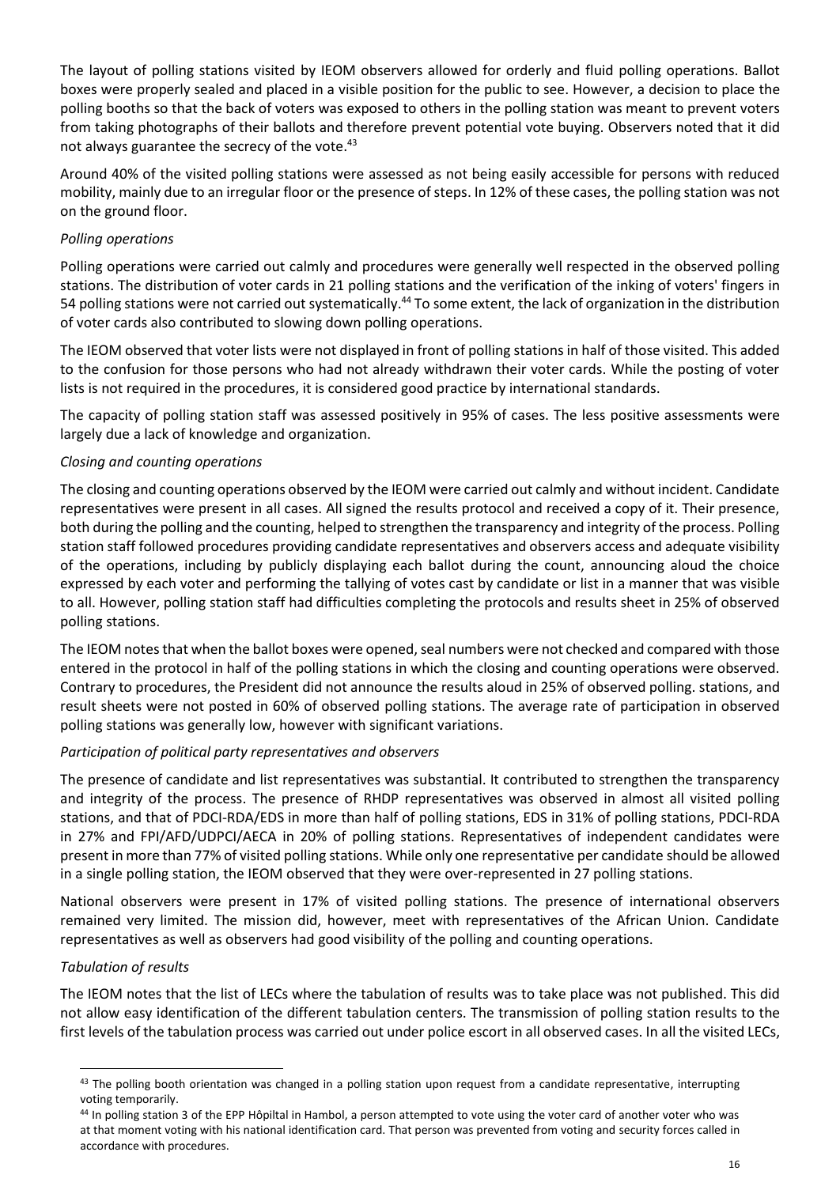The layout of polling stations visited by IEOM observers allowed for orderly and fluid polling operations. Ballot boxes were properly sealed and placed in a visible position for the public to see. However, a decision to place the polling booths so that the back of voters was exposed to others in the polling station was meant to prevent voters from taking photographs of their ballots and therefore prevent potential vote buying. Observers noted that it did not always guarantee the secrecy of the vote.[43]

Around 40% of the visited polling stations were assessed as not being easily accessible for persons with reduced mobility, mainly due to an irregular floor or the presence of steps. In 12% of these cases, the polling station was not on the ground floor.

*Polling operations*

Polling operations were carried out calmly and procedures were generally well respected in the observed polling stations. The distribution of voter cards in 21 polling stations and the verification of the inking of voters' fingers in 54 polling stations were not carried out systematically.[44] To some extent, the lack of organization in the distribution of voter cards also contributed to slowing down polling operations.

The IEOM observed that voter lists were not displayed in front of polling stations in half of those visited. This added to the confusion for those persons who had not already withdrawn their voter cards. While the posting of voter lists is not required in the procedures, it is considered good practice by international standards.

The capacity of polling station staff was assessed positively in 95% of cases. The less positive assessments were largely due a lack of knowledge and organization.

*Closing and counting operations*

The closing and counting operations observed by the IEOM were carried out calmly and without incident. Candidate representatives were present in all cases. All signed the results protocol and received a copy of it. Their presence, both during the polling and the counting, helped to strengthen the transparency and integrity of the process. Polling station staff followed procedures providing candidate representatives and observers access and adequate visibility of the operations, including by publicly displaying each ballot during the count, announcing aloud the choice expressed by each voter and performing the tallying of votes cast by candidate or list in a manner that was visible to all. However, polling station staff had difficulties completing the protocols and results sheet in 25% of observed polling stations.

The IEOM notes that when the ballot boxes were opened, seal numbers were not checked and compared with those entered in the protocol in half of the polling stations in which the closing and counting operations were observed. Contrary to procedures, the President did not announce the results aloud in 25% of observed polling. stations, and result sheets were not posted in 60% of observed polling stations. The average rate of participation in observed polling stations was generally low, however with significant variations.

*Participation of political party representatives and observers*

The presence of candidate and list representatives was substantial. It contributed to strengthen the transparency and integrity of the process. The presence of RHDP representatives was observed in almost all visited polling stations, and that of PDCI-RDA/EDS in more than half of polling stations, EDS in 31% of polling stations, PDCI-RDA in 27% and FPI/AFD/UDPCI/AECA in 20% of polling stations. Representatives of independent candidates were present in more than 77% of visited polling stations. While only one representative per candidate should be allowed in a single polling station, the IEOM observed that they were over-represented in 27 polling stations.

National observers were present in 17% of visited polling stations. The presence of international observers remained very limited. The mission did, however, meet with representatives of the African Union. Candidate representatives as well as observers had good visibility of the polling and counting operations.

*Tabulation of results*

The IEOM notes that the list of LECs where the tabulation of results was to take place was not published. This did not allow easy identification of the different tabulation centers. The transmission of polling station results to the first levels of the tabulation process was carried out under police escort in all observed cases. In all the visited LECs,

[43] The polling booth orientation was changed in a polling station upon request from a candidate representative, interrupting voting temporarily.

[44] In polling station 3 of the EPP Hôpiltal in Hambol, a person attempted to vote using the voter card of another voter who was at that moment voting with his national identification card. That person was prevented from voting and security forces called in accordance with procedures.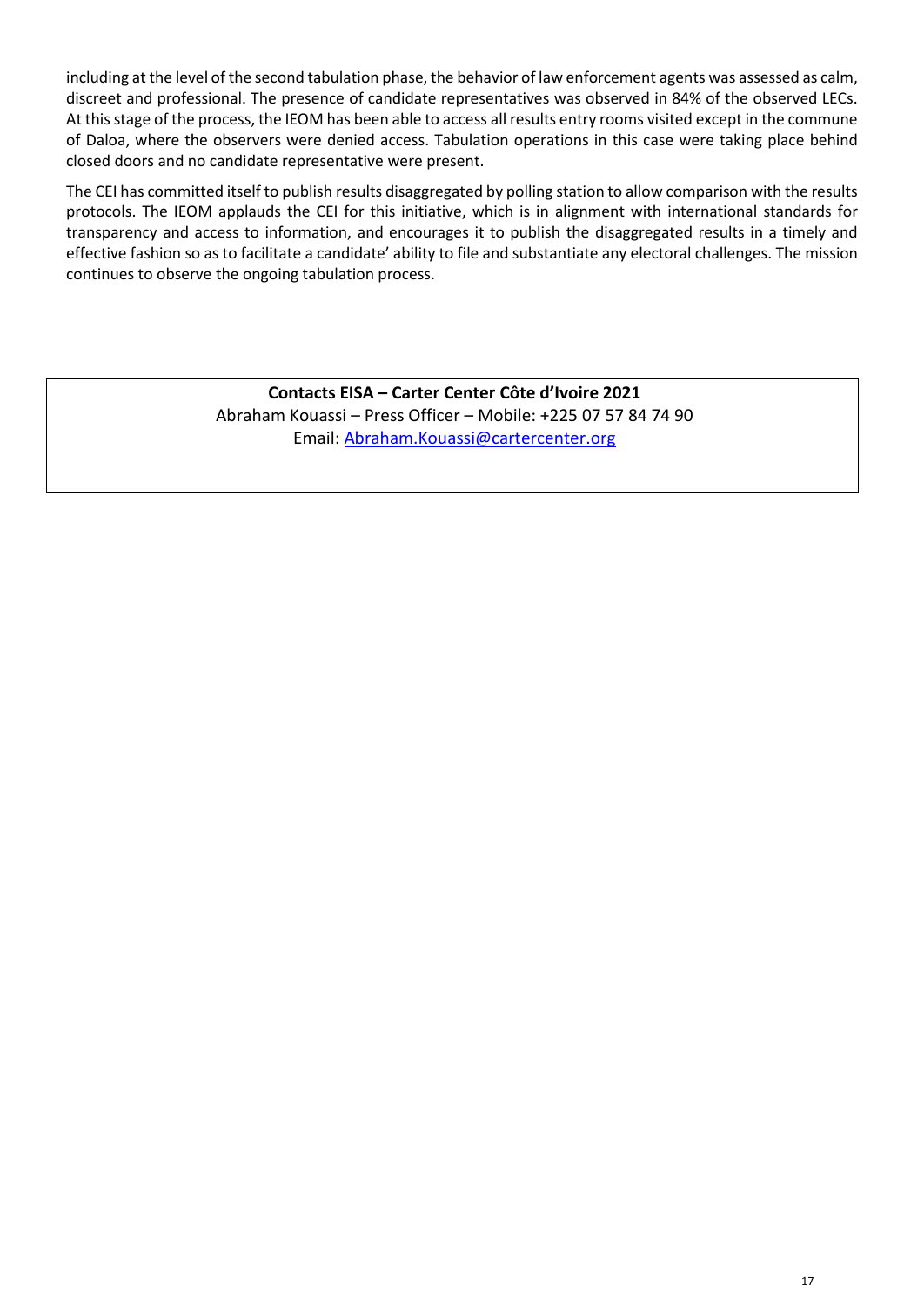including at the level of the second tabulation phase, the behavior of law enforcement agents was assessed as calm, discreet and professional. The presence of candidate representatives was observed in 84% of the observed LECs. At this stage of the process, the IEOM has been able to access all results entry rooms visited except in the commune of Daloa, where the observers were denied access. Tabulation operations in this case were taking place behind closed doors and no candidate representative were present.

The CEI has committed itself to publish results disaggregated by polling station to allow comparison with the results protocols. The IEOM applauds the CEI for this initiative, which is in alignment with international standards for transparency and access to information, and encourages it to publish the disaggregated results in a timely and effective fashion so as to facilitate a candidate' ability to file and substantiate any electoral challenges. The mission continues to observe the ongoing tabulation process.

**Contacts EISA – Carter Center Côte d'Ivoire 2021**

Abraham Kouassi – Press Officer – Mobile: +225 07 57 84 74 90

Email: Abraham.Kouassi@cartercenter.org